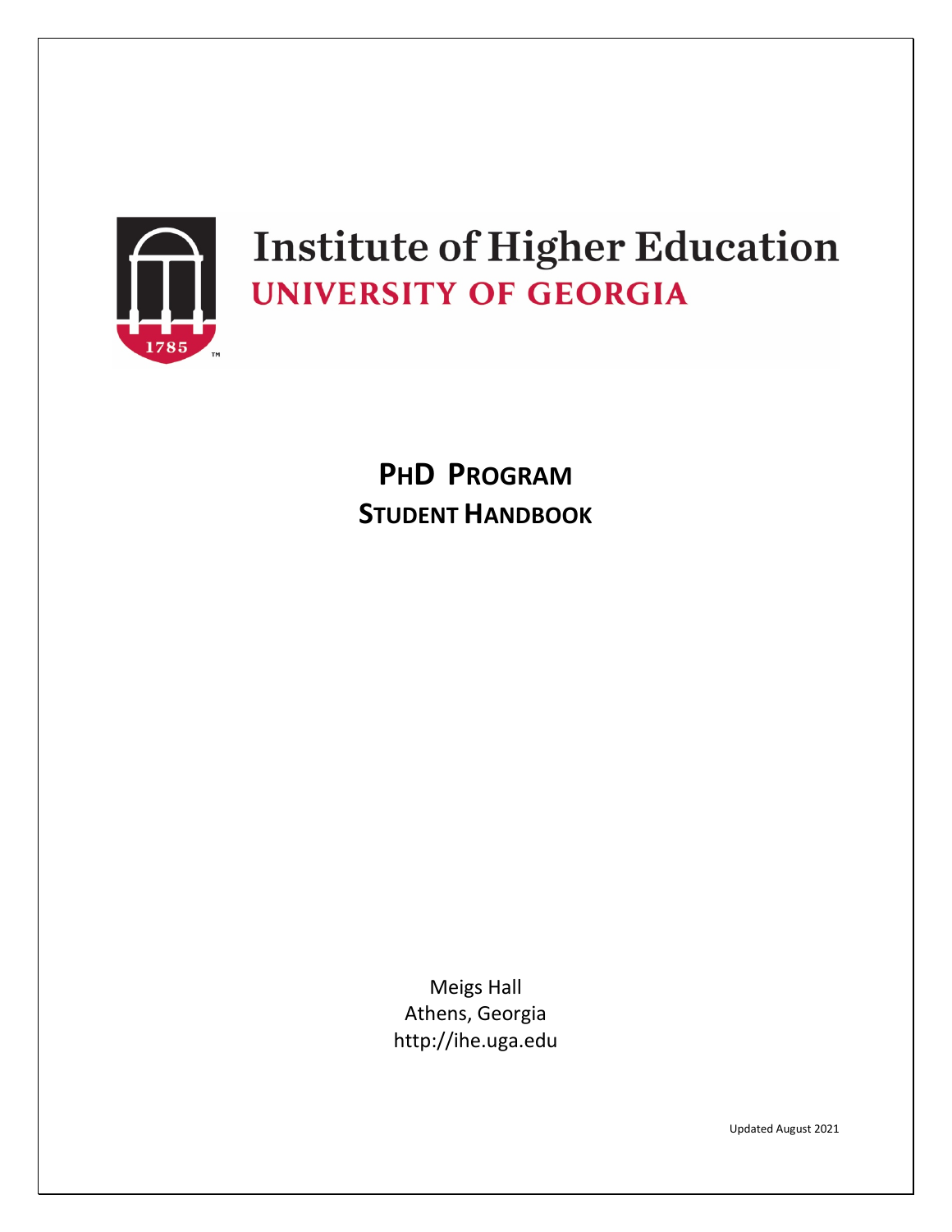# Institute of Higher Education

## UNIVERSITY OF GEORGIA

1785

# PHD PROGRAM
## STUDENT HANDBOOK

Meigs Hall
Athens, Georgia
http://ihe.uga.edu

Updated August 2021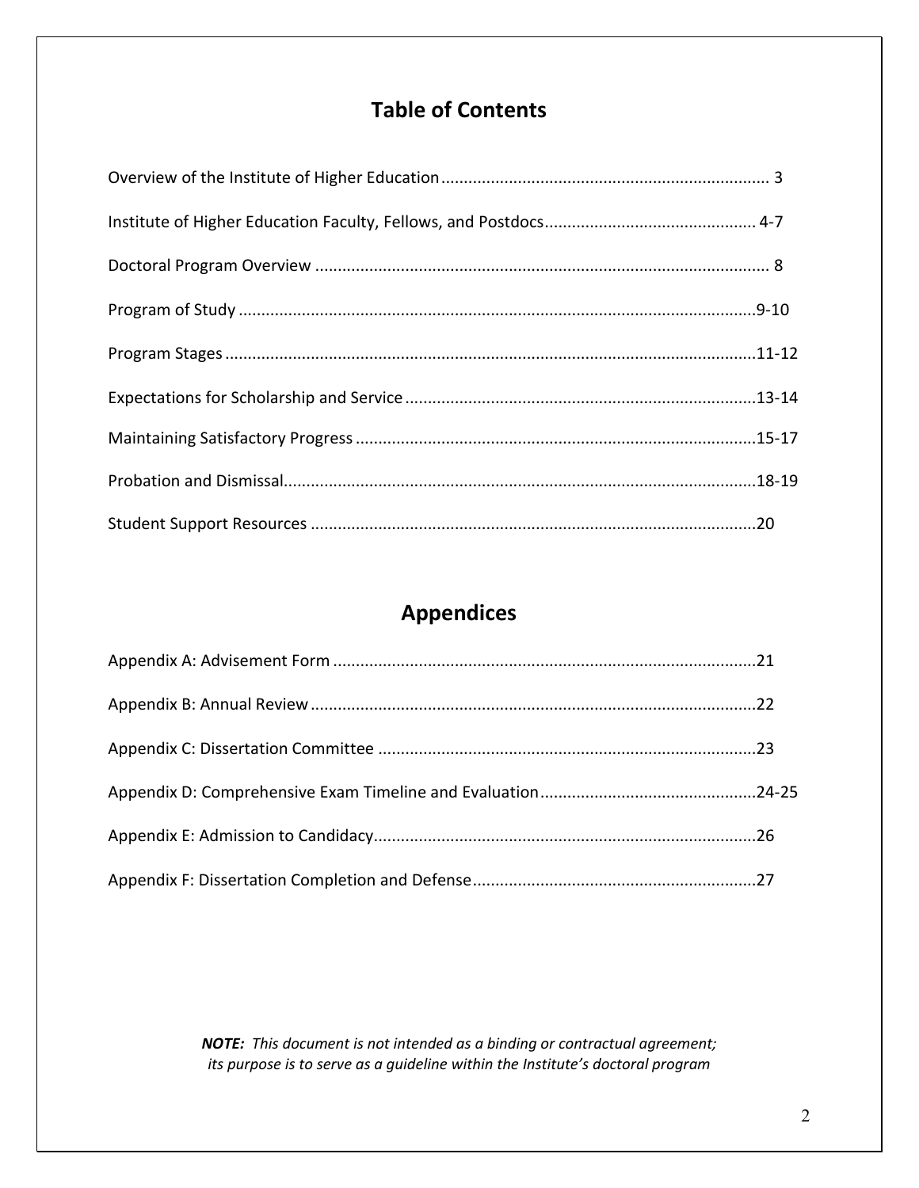# Table of Contents

Overview of the Institute of Higher Education ........................................................................ 3

Institute of Higher Education Faculty, Fellows, and Postdocs............................................... 4-7

Doctoral Program Overview .................................................................................................... 8

Program of Study ..................................................................................................................9-10

Program Stages .....................................................................................................................11-12

Expectations for Scholarship and Service .............................................................................13-14

Maintaining Satisfactory Progress ........................................................................................15-17

Probation and Dismissal........................................................................................................18-19

Student Support Resources ..................................................................................................20

# Appendices

Appendix A: Advisement Form .............................................................................................21

Appendix B: Annual Review ..................................................................................................22

Appendix C: Dissertation Committee ...................................................................................23

Appendix D: Comprehensive Exam Timeline and Evaluation................................................24-25

Appendix E: Admission to Candidacy....................................................................................26

Appendix F: Dissertation Completion and Defense..............................................................27

***NOTE:*** *This document is not intended as a binding or contractual agreement; its purpose is to serve as a guideline within the Institute's doctoral program*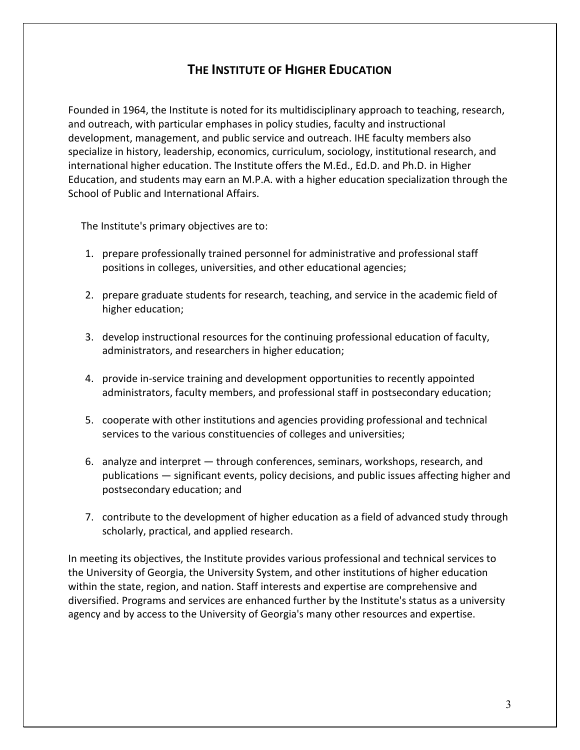# THE INSTITUTE OF HIGHER EDUCATION

Founded in 1964, the Institute is noted for its multidisciplinary approach to teaching, research, and outreach, with particular emphases in policy studies, faculty and instructional development, management, and public service and outreach. IHE faculty members also specialize in history, leadership, economics, curriculum, sociology, institutional research, and international higher education. The Institute offers the M.Ed., Ed.D. and Ph.D. in Higher Education, and students may earn an M.P.A. with a higher education specialization through the School of Public and International Affairs.

The Institute's primary objectives are to:

1. prepare professionally trained personnel for administrative and professional staff positions in colleges, universities, and other educational agencies;
2. prepare graduate students for research, teaching, and service in the academic field of higher education;
3. develop instructional resources for the continuing professional education of faculty, administrators, and researchers in higher education;
4. provide in-service training and development opportunities to recently appointed administrators, faculty members, and professional staff in postsecondary education;
5. cooperate with other institutions and agencies providing professional and technical services to the various constituencies of colleges and universities;
6. analyze and interpret — through conferences, seminars, workshops, research, and publications — significant events, policy decisions, and public issues affecting higher and postsecondary education; and
7. contribute to the development of higher education as a field of advanced study through scholarly, practical, and applied research.

In meeting its objectives, the Institute provides various professional and technical services to the University of Georgia, the University System, and other institutions of higher education within the state, region, and nation. Staff interests and expertise are comprehensive and diversified. Programs and services are enhanced further by the Institute's status as a university agency and by access to the University of Georgia's many other resources and expertise.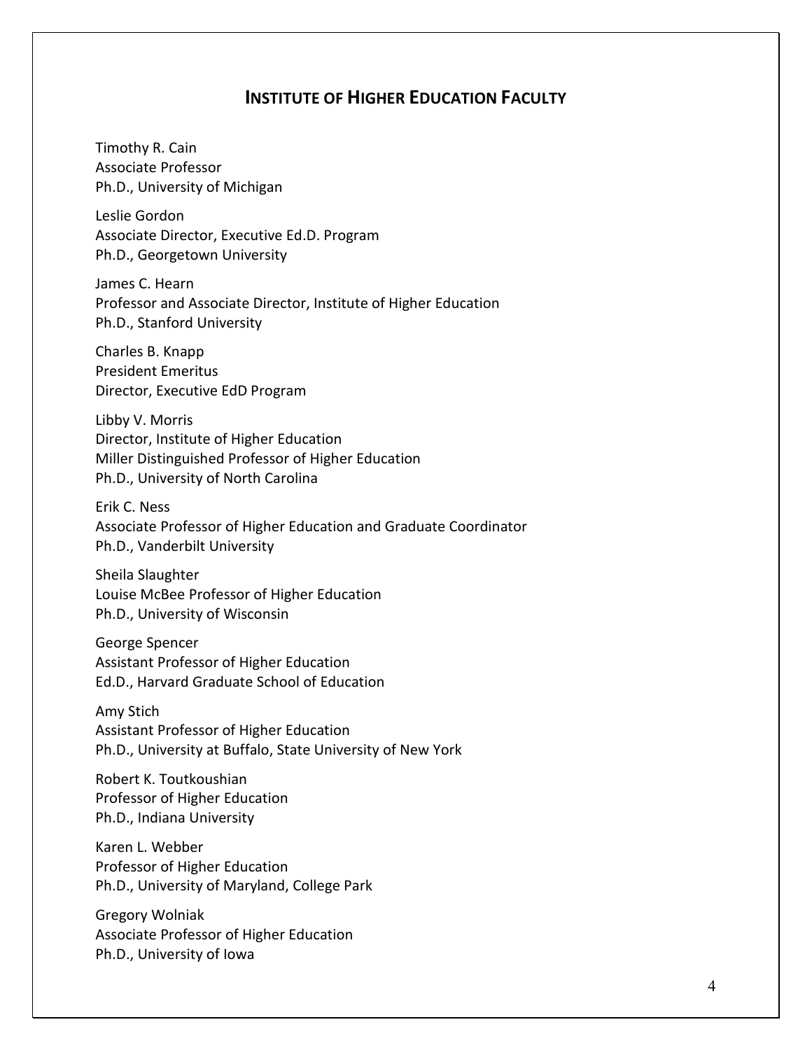## INSTITUTE OF HIGHER EDUCATION FACULTY

Timothy R. Cain
Associate Professor
Ph.D., University of Michigan

Leslie Gordon
Associate Director, Executive Ed.D. Program
Ph.D., Georgetown University

James C. Hearn
Professor and Associate Director, Institute of Higher Education
Ph.D., Stanford University

Charles B. Knapp
President Emeritus
Director, Executive EdD Program

Libby V. Morris
Director, Institute of Higher Education
Miller Distinguished Professor of Higher Education
Ph.D., University of North Carolina

Erik C. Ness
Associate Professor of Higher Education and Graduate Coordinator
Ph.D., Vanderbilt University

Sheila Slaughter
Louise McBee Professor of Higher Education
Ph.D., University of Wisconsin

George Spencer
Assistant Professor of Higher Education
Ed.D., Harvard Graduate School of Education

Amy Stich
Assistant Professor of Higher Education
Ph.D., University at Buffalo, State University of New York

Robert K. Toutkoushian
Professor of Higher Education
Ph.D., Indiana University

Karen L. Webber
Professor of Higher Education
Ph.D., University of Maryland, College Park

Gregory Wolniak
Associate Professor of Higher Education
Ph.D., University of Iowa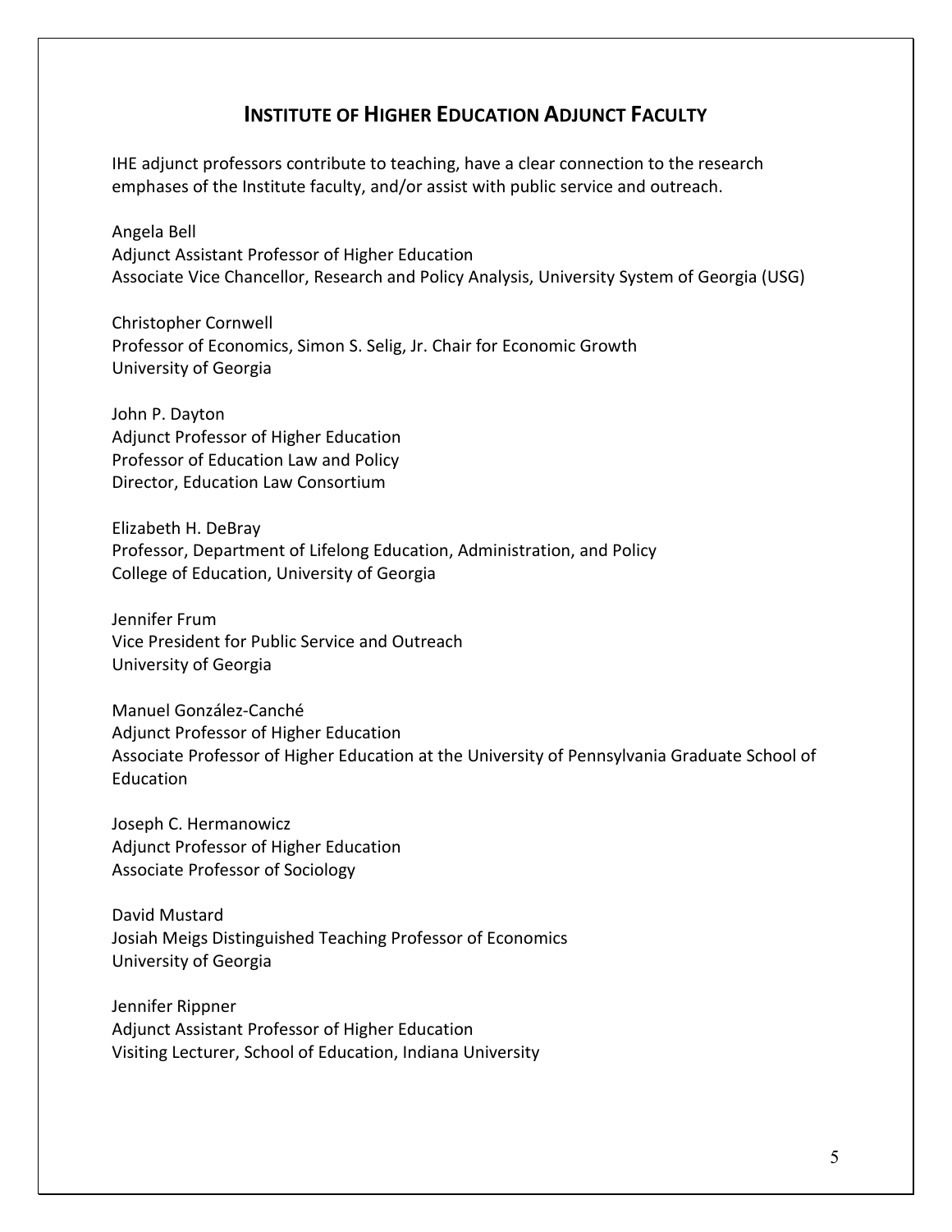## INSTITUTE OF HIGHER EDUCATION ADJUNCT FACULTY

IHE adjunct professors contribute to teaching, have a clear connection to the research emphases of the Institute faculty, and/or assist with public service and outreach.

Angela Bell
Adjunct Assistant Professor of Higher Education
Associate Vice Chancellor, Research and Policy Analysis, University System of Georgia (USG)

Christopher Cornwell
Professor of Economics, Simon S. Selig, Jr. Chair for Economic Growth
University of Georgia

John P. Dayton
Adjunct Professor of Higher Education
Professor of Education Law and Policy
Director, Education Law Consortium

Elizabeth H. DeBray
Professor, Department of Lifelong Education, Administration, and Policy
College of Education, University of Georgia

Jennifer Frum
Vice President for Public Service and Outreach
University of Georgia

Manuel González-Canché
Adjunct Professor of Higher Education
Associate Professor of Higher Education at the University of Pennsylvania Graduate School of Education

Joseph C. Hermanowicz
Adjunct Professor of Higher Education
Associate Professor of Sociology

David Mustard
Josiah Meigs Distinguished Teaching Professor of Economics
University of Georgia

Jennifer Rippner
Adjunct Assistant Professor of Higher Education
Visiting Lecturer, School of Education, Indiana University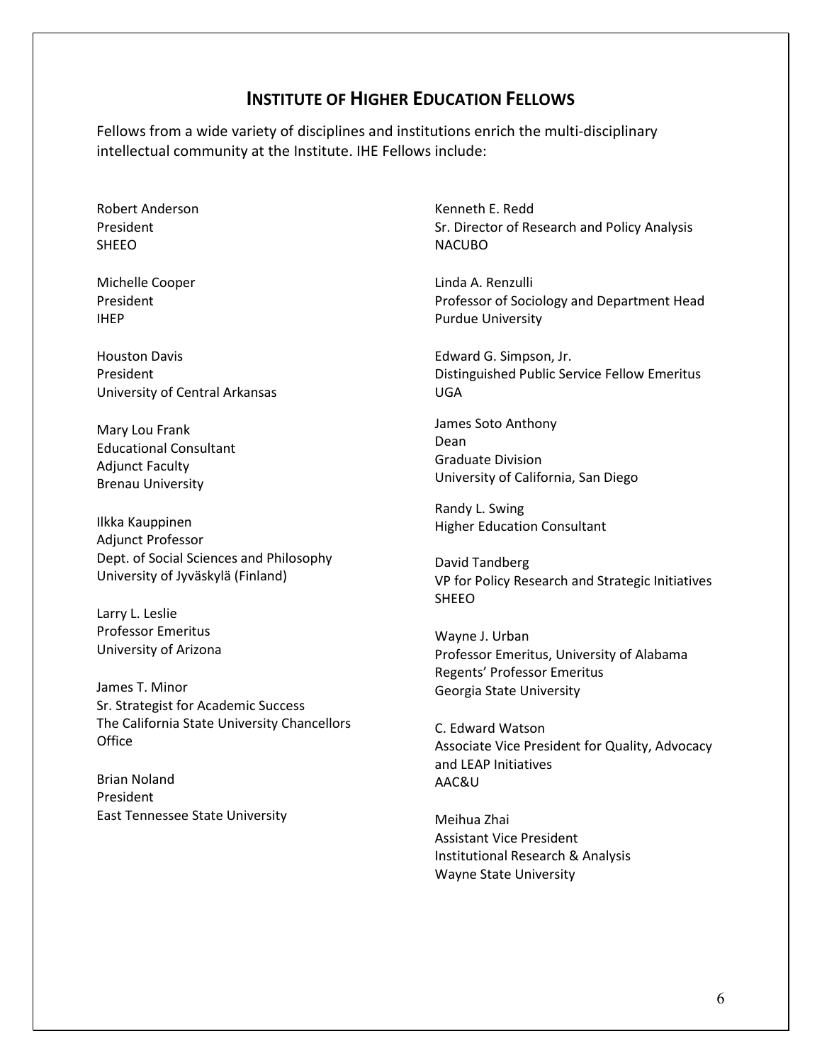## Institute of Higher Education Fellows

Fellows from a wide variety of disciplines and institutions enrich the multi-disciplinary intellectual community at the Institute. IHE Fellows include:

Robert Anderson
President
SHEEO

Michelle Cooper
President
IHEP

Houston Davis
President
University of Central Arkansas

Mary Lou Frank
Educational Consultant
Adjunct Faculty
Brenau University

Ilkka Kauppinen
Adjunct Professor
Dept. of Social Sciences and Philosophy
University of Jyväskylä (Finland)

Larry L. Leslie
Professor Emeritus
University of Arizona

James T. Minor
Sr. Strategist for Academic Success
The California State University Chancellors Office

Brian Noland
President
East Tennessee State University

Kenneth E. Redd
Sr. Director of Research and Policy Analysis
NACUBO

Linda A. Renzulli
Professor of Sociology and Department Head
Purdue University

Edward G. Simpson, Jr.
Distinguished Public Service Fellow Emeritus
UGA

James Soto Anthony
Dean
Graduate Division
University of California, San Diego

Randy L. Swing
Higher Education Consultant

David Tandberg
VP for Policy Research and Strategic Initiatives
SHEEO

Wayne J. Urban
Professor Emeritus, University of Alabama
Regents' Professor Emeritus
Georgia State University

C. Edward Watson
Associate Vice President for Quality, Advocacy and LEAP Initiatives
AAC&U

Meihua Zhai
Assistant Vice President
Institutional Research & Analysis
Wayne State University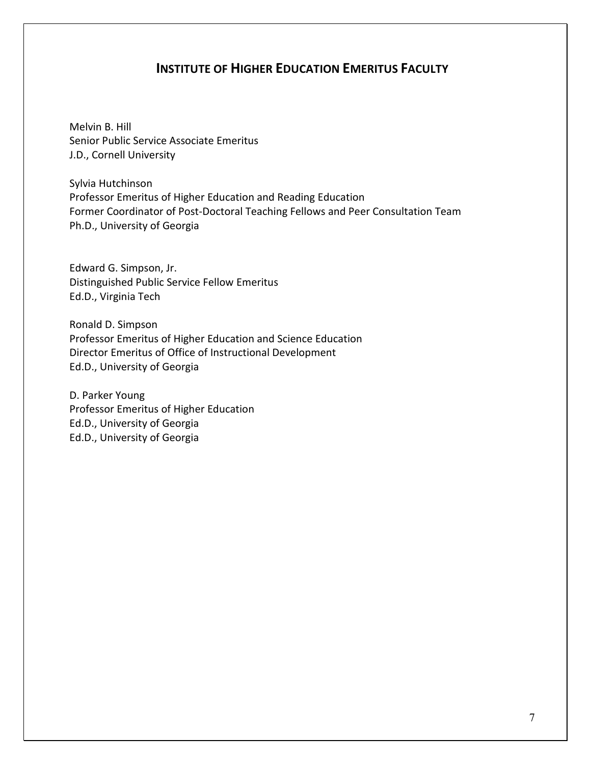## INSTITUTE OF HIGHER EDUCATION EMERITUS FACULTY

Melvin B. Hill
Senior Public Service Associate Emeritus
J.D., Cornell University

Sylvia Hutchinson
Professor Emeritus of Higher Education and Reading Education
Former Coordinator of Post-Doctoral Teaching Fellows and Peer Consultation Team
Ph.D., University of Georgia

Edward G. Simpson, Jr.
Distinguished Public Service Fellow Emeritus
Ed.D., Virginia Tech

Ronald D. Simpson
Professor Emeritus of Higher Education and Science Education
Director Emeritus of Office of Instructional Development
Ed.D., University of Georgia

D. Parker Young
Professor Emeritus of Higher Education
Ed.D., University of Georgia
Ed.D., University of Georgia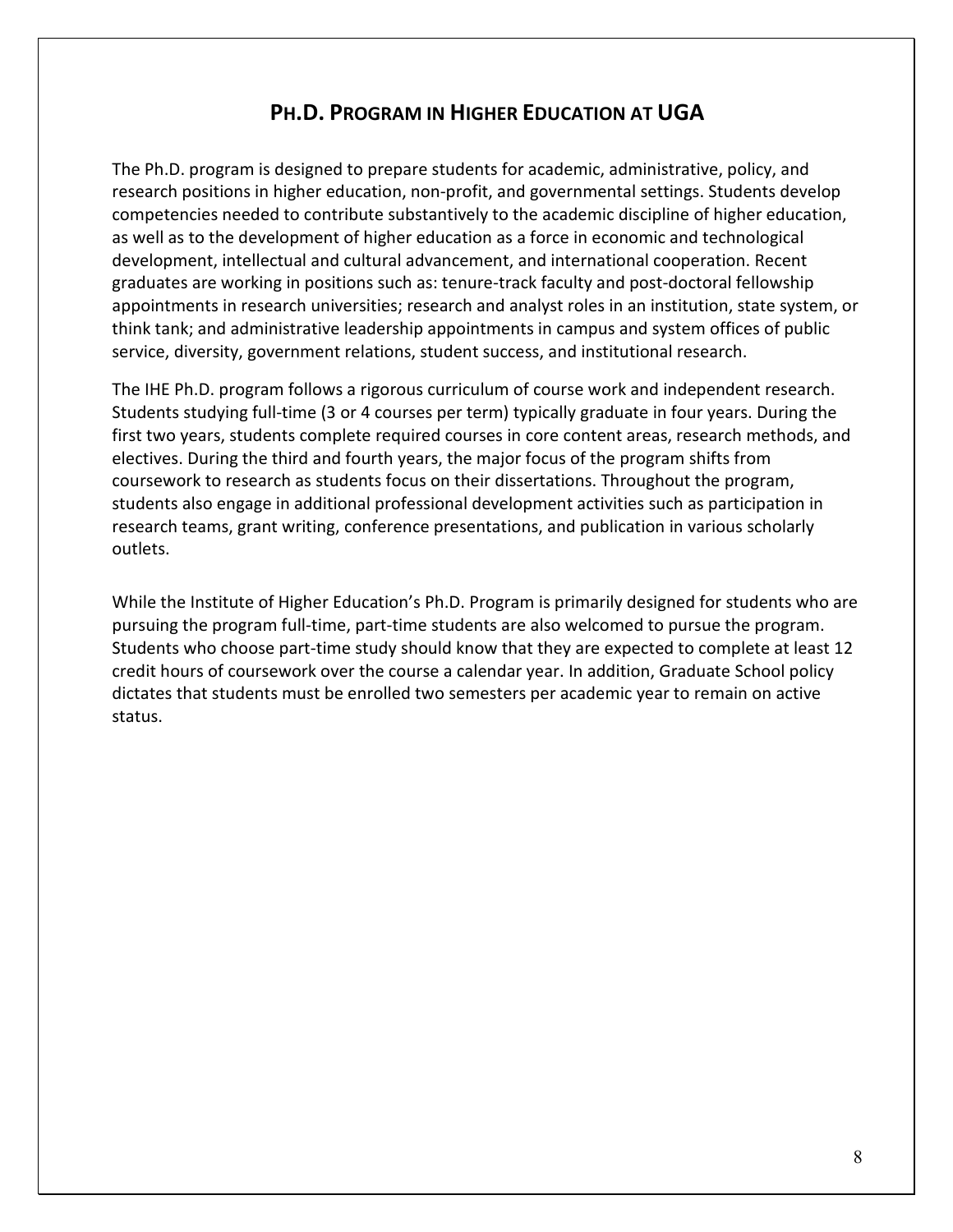# Ph.D. Program in Higher Education at UGA

The Ph.D. program is designed to prepare students for academic, administrative, policy, and research positions in higher education, non-profit, and governmental settings. Students develop competencies needed to contribute substantively to the academic discipline of higher education, as well as to the development of higher education as a force in economic and technological development, intellectual and cultural advancement, and international cooperation. Recent graduates are working in positions such as: tenure-track faculty and post-doctoral fellowship appointments in research universities; research and analyst roles in an institution, state system, or think tank; and administrative leadership appointments in campus and system offices of public service, diversity, government relations, student success, and institutional research.

The IHE Ph.D. program follows a rigorous curriculum of course work and independent research. Students studying full-time (3 or 4 courses per term) typically graduate in four years. During the first two years, students complete required courses in core content areas, research methods, and electives. During the third and fourth years, the major focus of the program shifts from coursework to research as students focus on their dissertations. Throughout the program, students also engage in additional professional development activities such as participation in research teams, grant writing, conference presentations, and publication in various scholarly outlets.

While the Institute of Higher Education's Ph.D. Program is primarily designed for students who are pursuing the program full-time, part-time students are also welcomed to pursue the program. Students who choose part-time study should know that they are expected to complete at least 12 credit hours of coursework over the course a calendar year. In addition, Graduate School policy dictates that students must be enrolled two semesters per academic year to remain on active status.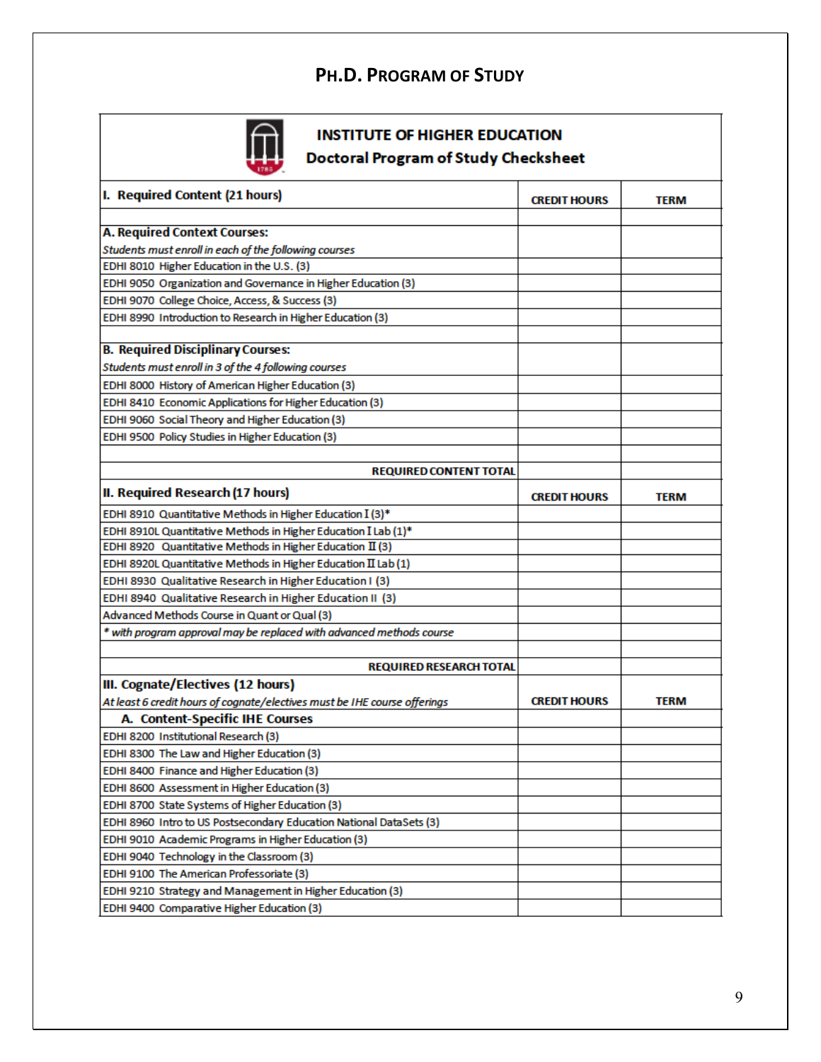## PH.D. PROGRAM OF STUDY

### INSTITUTE OF HIGHER EDUCATION
### Doctoral Program of Study Checksheet

| I. Required Content (21 hours) | CREDIT HOURS | TERM |
|---|---|---|
| | | |
| **A. Required Context Courses:** *Students must enroll in each of the following courses* | | |
| EDHI 8010 Higher Education in the U.S. (3) | | |
| EDHI 9050 Organization and Governance in Higher Education (3) | | |
| EDHI 9070 College Choice, Access, & Success (3) | | |
| EDHI 8990 Introduction to Research in Higher Education (3) | | |
| | | |
| **B. Required Disciplinary Courses:** *Students must enroll in 3 of the 4 following courses* | | |
| EDHI 8000 History of American Higher Education (3) | | |
| EDHI 8410 Economic Applications for Higher Education (3) | | |
| EDHI 9060 Social Theory and Higher Education (3) | | |
| EDHI 9500 Policy Studies in Higher Education (3) | | |
| | | |
| **REQUIRED CONTENT TOTAL** | | |

| II. Required Research (17 hours) | CREDIT HOURS | TERM |
|---|---|---|
| EDHI 8910 Quantitative Methods in Higher Education I (3)* | | |
| EDHI 8910L Quantitative Methods in Higher Education I Lab (1)* | | |
| EDHI 8920 Quantitative Methods in Higher Education II (3) | | |
| EDHI 8920L Quantitative Methods in Higher Education II Lab (1) | | |
| EDHI 8930 Qualitative Research in Higher Education I (3) | | |
| EDHI 8940 Qualitative Research in Higher Education II (3) | | |
| Advanced Methods Course in Quant or Qual (3) | | |
| *\* with program approval may be replaced with advanced methods course* | | |
| | | |
| **REQUIRED RESEARCH TOTAL** | | |

| III. Cognate/Electives (12 hours) *At least 6 credit hours of cognate/electives must be IHE course offerings* | CREDIT HOURS | TERM |
|---|---|---|
| **A. Content-Specific IHE Courses** | | |
| EDHI 8200 Institutional Research (3) | | |
| EDHI 8300 The Law and Higher Education (3) | | |
| EDHI 8400 Finance and Higher Education (3) | | |
| EDHI 8600 Assessment in Higher Education (3) | | |
| EDHI 8700 State Systems of Higher Education (3) | | |
| EDHI 8960 Intro to US Postsecondary Education National DataSets (3) | | |
| EDHI 9010 Academic Programs in Higher Education (3) | | |
| EDHI 9040 Technology in the Classroom (3) | | |
| EDHI 9100 The American Professoriate (3) | | |
| EDHI 9210 Strategy and Management in Higher Education (3) | | |
| EDHI 9400 Comparative Higher Education (3) | | |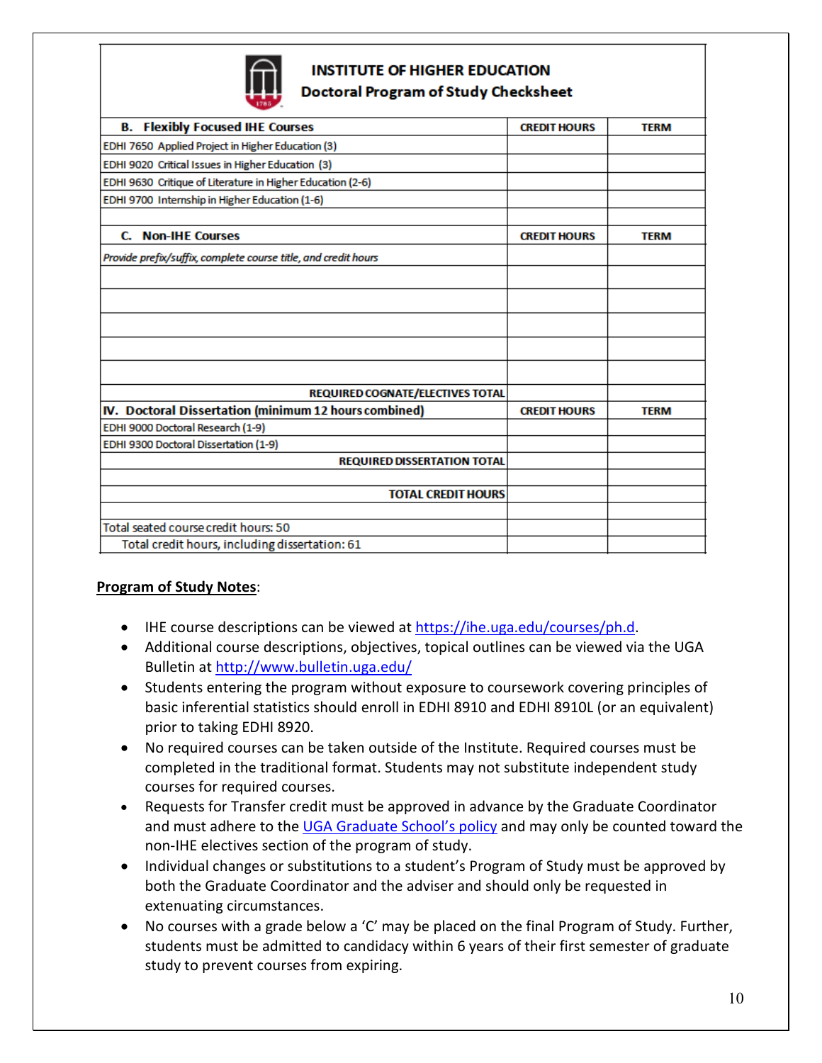**INSTITUTE OF HIGHER EDUCATION**
**Doctoral Program of Study Checksheet**

| B. Flexibly Focused IHE Courses | CREDIT HOURS | TERM |
|---|---|---|
| EDHI 7650 Applied Project in Higher Education (3) | | |
| EDHI 9020 Critical Issues in Higher Education (3) | | |
| EDHI 9630 Critique of Literature in Higher Education (2-6) | | |
| EDHI 9700 Internship in Higher Education (1-6) | | |
| | | |
| **C. Non-IHE Courses** | **CREDIT HOURS** | **TERM** |
| *Provide prefix/suffix, complete course title, and credit hours* | | |
| | | |
| | | |
| | | |
| | | |
| | | |
| **REQUIRED COGNATE/ELECTIVES TOTAL** | | |
| **IV. Doctoral Dissertation (minimum 12 hours combined)** | **CREDIT HOURS** | **TERM** |
| EDHI 9000 Doctoral Research (1-9) | | |
| EDHI 9300 Doctoral Dissertation (1-9) | | |
| **REQUIRED DISSERTATION TOTAL** | | |
| | | |
| **TOTAL CREDIT HOURS** | | |
| | | |
| Total seated course credit hours: 50 | | |
| Total credit hours, including dissertation: 61 | | |

**Program of Study Notes**:

- IHE course descriptions can be viewed at https://ihe.uga.edu/courses/ph.d.
- Additional course descriptions, objectives, topical outlines can be viewed via the UGA Bulletin at http://www.bulletin.uga.edu/
- Students entering the program without exposure to coursework covering principles of basic inferential statistics should enroll in EDHI 8910 and EDHI 8910L (or an equivalent) prior to taking EDHI 8920.
- No required courses can be taken outside of the Institute. Required courses must be completed in the traditional format. Students may not substitute independent study courses for required courses.
- Requests for Transfer credit must be approved in advance by the Graduate Coordinator and must adhere to the UGA Graduate School's policy and may only be counted toward the non-IHE electives section of the program of study.
- Individual changes or substitutions to a student's Program of Study must be approved by both the Graduate Coordinator and the adviser and should only be requested in extenuating circumstances.
- No courses with a grade below a 'C' may be placed on the final Program of Study. Further, students must be admitted to candidacy within 6 years of their first semester of graduate study to prevent courses from expiring.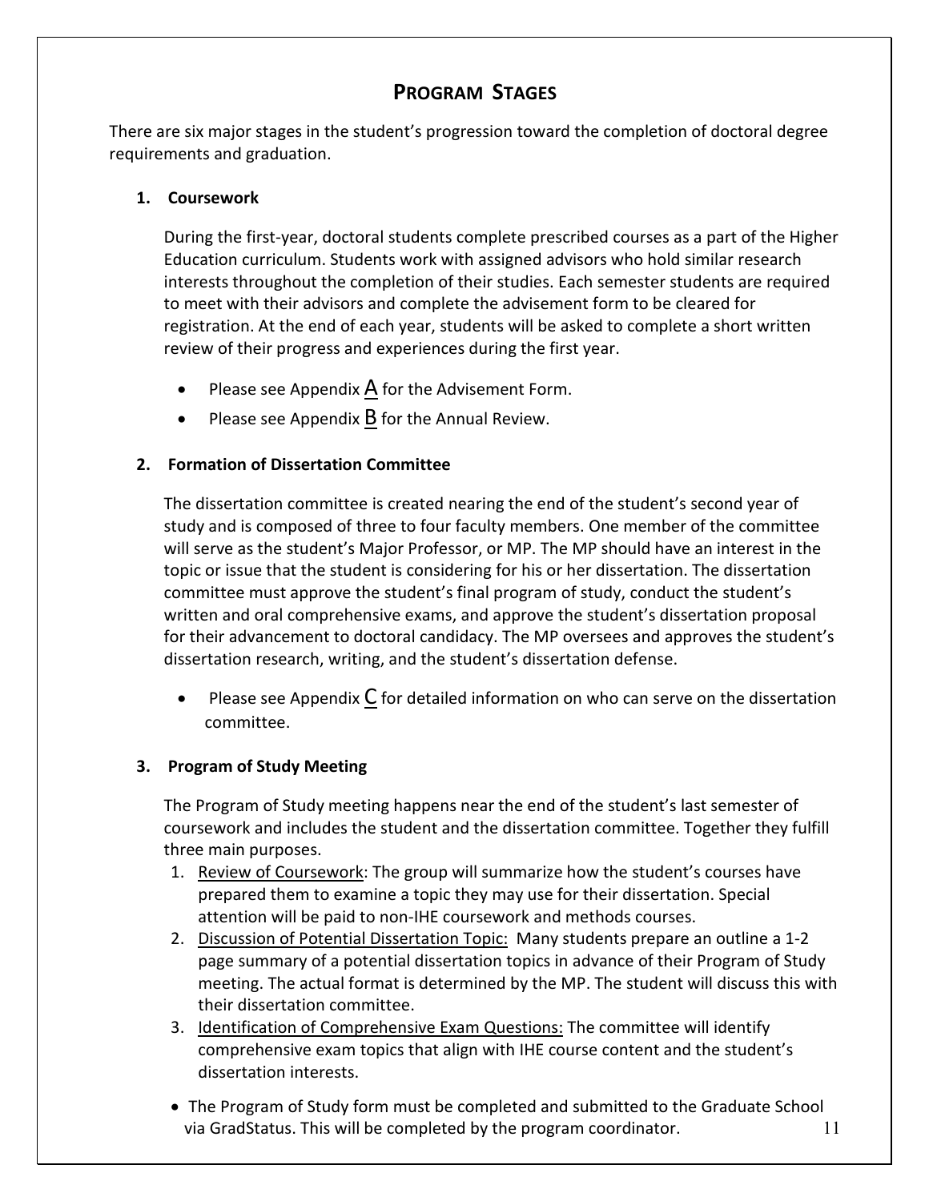# PROGRAM STAGES

There are six major stages in the student's progression toward the completion of doctoral degree requirements and graduation.

### 1. Coursework

During the first-year, doctoral students complete prescribed courses as a part of the Higher Education curriculum. Students work with assigned advisors who hold similar research interests throughout the completion of their studies. Each semester students are required to meet with their advisors and complete the advisement form to be cleared for registration. At the end of each year, students will be asked to complete a short written review of their progress and experiences during the first year.

- Please see Appendix A for the Advisement Form.
- Please see Appendix B for the Annual Review.

### 2. Formation of Dissertation Committee

The dissertation committee is created nearing the end of the student's second year of study and is composed of three to four faculty members. One member of the committee will serve as the student's Major Professor, or MP. The MP should have an interest in the topic or issue that the student is considering for his or her dissertation. The dissertation committee must approve the student's final program of study, conduct the student's written and oral comprehensive exams, and approve the student's dissertation proposal for their advancement to doctoral candidacy. The MP oversees and approves the student's dissertation research, writing, and the student's dissertation defense.

- Please see Appendix C for detailed information on who can serve on the dissertation committee.

### 3. Program of Study Meeting

The Program of Study meeting happens near the end of the student's last semester of coursework and includes the student and the dissertation committee. Together they fulfill three main purposes.

1. Review of Coursework: The group will summarize how the student's courses have prepared them to examine a topic they may use for their dissertation. Special attention will be paid to non-IHE coursework and methods courses.
2. Discussion of Potential Dissertation Topic: Many students prepare an outline a 1-2 page summary of a potential dissertation topics in advance of their Program of Study meeting. The actual format is determined by the MP. The student will discuss this with their dissertation committee.
3. Identification of Comprehensive Exam Questions: The committee will identify comprehensive exam topics that align with IHE course content and the student's dissertation interests.

- The Program of Study form must be completed and submitted to the Graduate School via GradStatus. This will be completed by the program coordinator.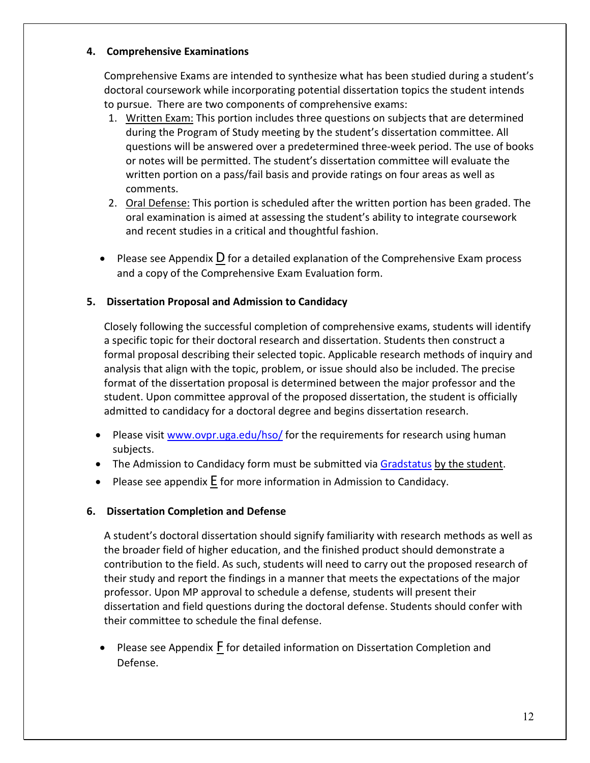### 4. Comprehensive Examinations

Comprehensive Exams are intended to synthesize what has been studied during a student's doctoral coursework while incorporating potential dissertation topics the student intends to pursue. There are two components of comprehensive exams:

1. Written Exam: This portion includes three questions on subjects that are determined during the Program of Study meeting by the student's dissertation committee. All questions will be answered over a predetermined three-week period. The use of books or notes will be permitted. The student's dissertation committee will evaluate the written portion on a pass/fail basis and provide ratings on four areas as well as comments.
2. Oral Defense: This portion is scheduled after the written portion has been graded. The oral examination is aimed at assessing the student's ability to integrate coursework and recent studies in a critical and thoughtful fashion.

- Please see Appendix D for a detailed explanation of the Comprehensive Exam process and a copy of the Comprehensive Exam Evaluation form.

### 5. Dissertation Proposal and Admission to Candidacy

Closely following the successful completion of comprehensive exams, students will identify a specific topic for their doctoral research and dissertation. Students then construct a formal proposal describing their selected topic. Applicable research methods of inquiry and analysis that align with the topic, problem, or issue should also be included. The precise format of the dissertation proposal is determined between the major professor and the student. Upon committee approval of the proposed dissertation, the student is officially admitted to candidacy for a doctoral degree and begins dissertation research.

- Please visit www.ovpr.uga.edu/hso/ for the requirements for research using human subjects.
- The Admission to Candidacy form must be submitted via Gradstatus by the student.
- Please see appendix E for more information in Admission to Candidacy.

### 6. Dissertation Completion and Defense

A student's doctoral dissertation should signify familiarity with research methods as well as the broader field of higher education, and the finished product should demonstrate a contribution to the field. As such, students will need to carry out the proposed research of their study and report the findings in a manner that meets the expectations of the major professor. Upon MP approval to schedule a defense, students will present their dissertation and field questions during the doctoral defense. Students should confer with their committee to schedule the final defense.

- Please see Appendix F for detailed information on Dissertation Completion and Defense.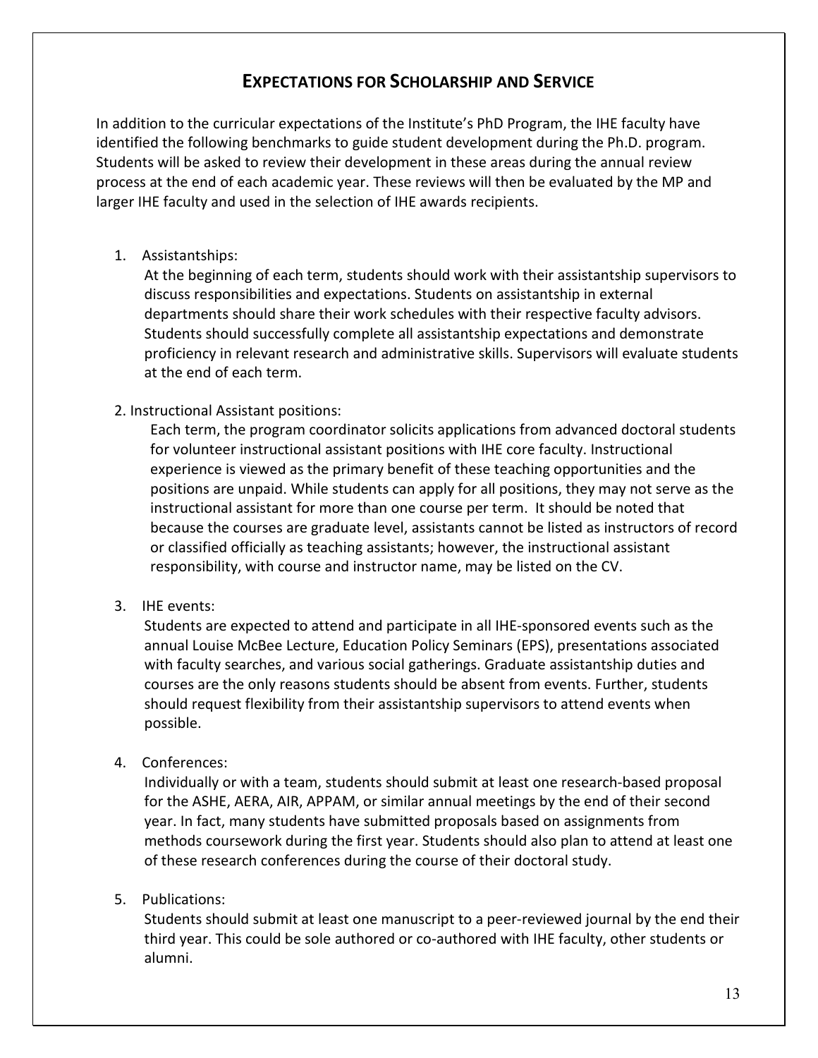## EXPECTATIONS FOR SCHOLARSHIP AND SERVICE

In addition to the curricular expectations of the Institute's PhD Program, the IHE faculty have identified the following benchmarks to guide student development during the Ph.D. program. Students will be asked to review their development in these areas during the annual review process at the end of each academic year. These reviews will then be evaluated by the MP and larger IHE faculty and used in the selection of IHE awards recipients.

1. Assistantships:
   At the beginning of each term, students should work with their assistantship supervisors to discuss responsibilities and expectations. Students on assistantship in external departments should share their work schedules with their respective faculty advisors. Students should successfully complete all assistantship expectations and demonstrate proficiency in relevant research and administrative skills. Supervisors will evaluate students at the end of each term.

2. Instructional Assistant positions:
   Each term, the program coordinator solicits applications from advanced doctoral students for volunteer instructional assistant positions with IHE core faculty. Instructional experience is viewed as the primary benefit of these teaching opportunities and the positions are unpaid. While students can apply for all positions, they may not serve as the instructional assistant for more than one course per term. It should be noted that because the courses are graduate level, assistants cannot be listed as instructors of record or classified officially as teaching assistants; however, the instructional assistant responsibility, with course and instructor name, may be listed on the CV.

3. IHE events:
   Students are expected to attend and participate in all IHE-sponsored events such as the annual Louise McBee Lecture, Education Policy Seminars (EPS), presentations associated with faculty searches, and various social gatherings. Graduate assistantship duties and courses are the only reasons students should be absent from events. Further, students should request flexibility from their assistantship supervisors to attend events when possible.

4. Conferences:
   Individually or with a team, students should submit at least one research-based proposal for the ASHE, AERA, AIR, APPAM, or similar annual meetings by the end of their second year. In fact, many students have submitted proposals based on assignments from methods coursework during the first year. Students should also plan to attend at least one of these research conferences during the course of their doctoral study.

5. Publications:
   Students should submit at least one manuscript to a peer-reviewed journal by the end their third year. This could be sole authored or co-authored with IHE faculty, other students or alumni.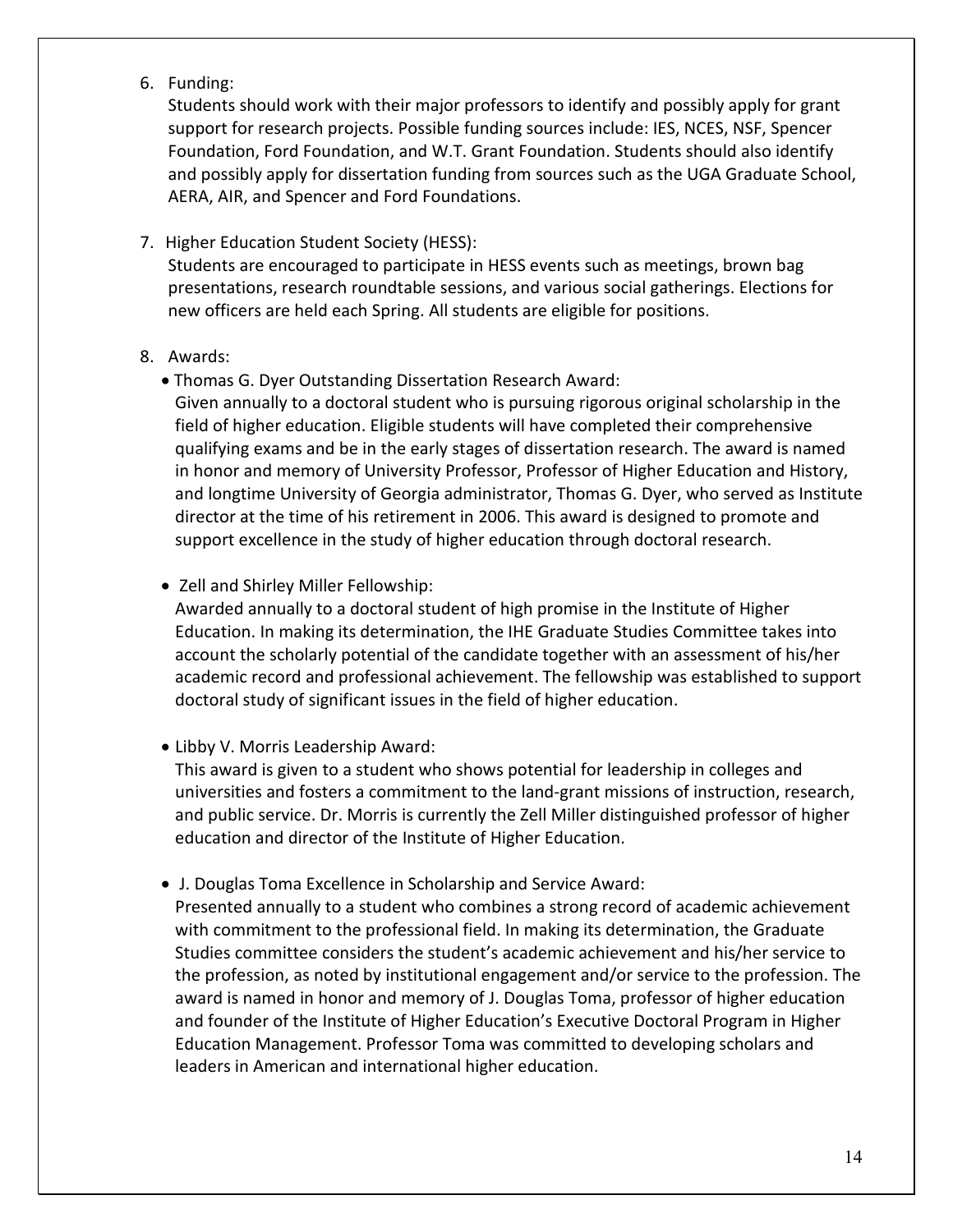6. Funding:
   Students should work with their major professors to identify and possibly apply for grant support for research projects. Possible funding sources include: IES, NCES, NSF, Spencer Foundation, Ford Foundation, and W.T. Grant Foundation. Students should also identify and possibly apply for dissertation funding from sources such as the UGA Graduate School, AERA, AIR, and Spencer and Ford Foundations.

7. Higher Education Student Society (HESS):
   Students are encouraged to participate in HESS events such as meetings, brown bag presentations, research roundtable sessions, and various social gatherings. Elections for new officers are held each Spring. All students are eligible for positions.

8. Awards:
   - Thomas G. Dyer Outstanding Dissertation Research Award:
     Given annually to a doctoral student who is pursuing rigorous original scholarship in the field of higher education. Eligible students will have completed their comprehensive qualifying exams and be in the early stages of dissertation research. The award is named in honor and memory of University Professor, Professor of Higher Education and History, and longtime University of Georgia administrator, Thomas G. Dyer, who served as Institute director at the time of his retirement in 2006. This award is designed to promote and support excellence in the study of higher education through doctoral research.

   - Zell and Shirley Miller Fellowship:
     Awarded annually to a doctoral student of high promise in the Institute of Higher Education. In making its determination, the IHE Graduate Studies Committee takes into account the scholarly potential of the candidate together with an assessment of his/her academic record and professional achievement. The fellowship was established to support doctoral study of significant issues in the field of higher education.

   - Libby V. Morris Leadership Award:
     This award is given to a student who shows potential for leadership in colleges and universities and fosters a commitment to the land-grant missions of instruction, research, and public service. Dr. Morris is currently the Zell Miller distinguished professor of higher education and director of the Institute of Higher Education.

   - J. Douglas Toma Excellence in Scholarship and Service Award:
     Presented annually to a student who combines a strong record of academic achievement with commitment to the professional field. In making its determination, the Graduate Studies committee considers the student's academic achievement and his/her service to the profession, as noted by institutional engagement and/or service to the profession. The award is named in honor and memory of J. Douglas Toma, professor of higher education and founder of the Institute of Higher Education's Executive Doctoral Program in Higher Education Management. Professor Toma was committed to developing scholars and leaders in American and international higher education.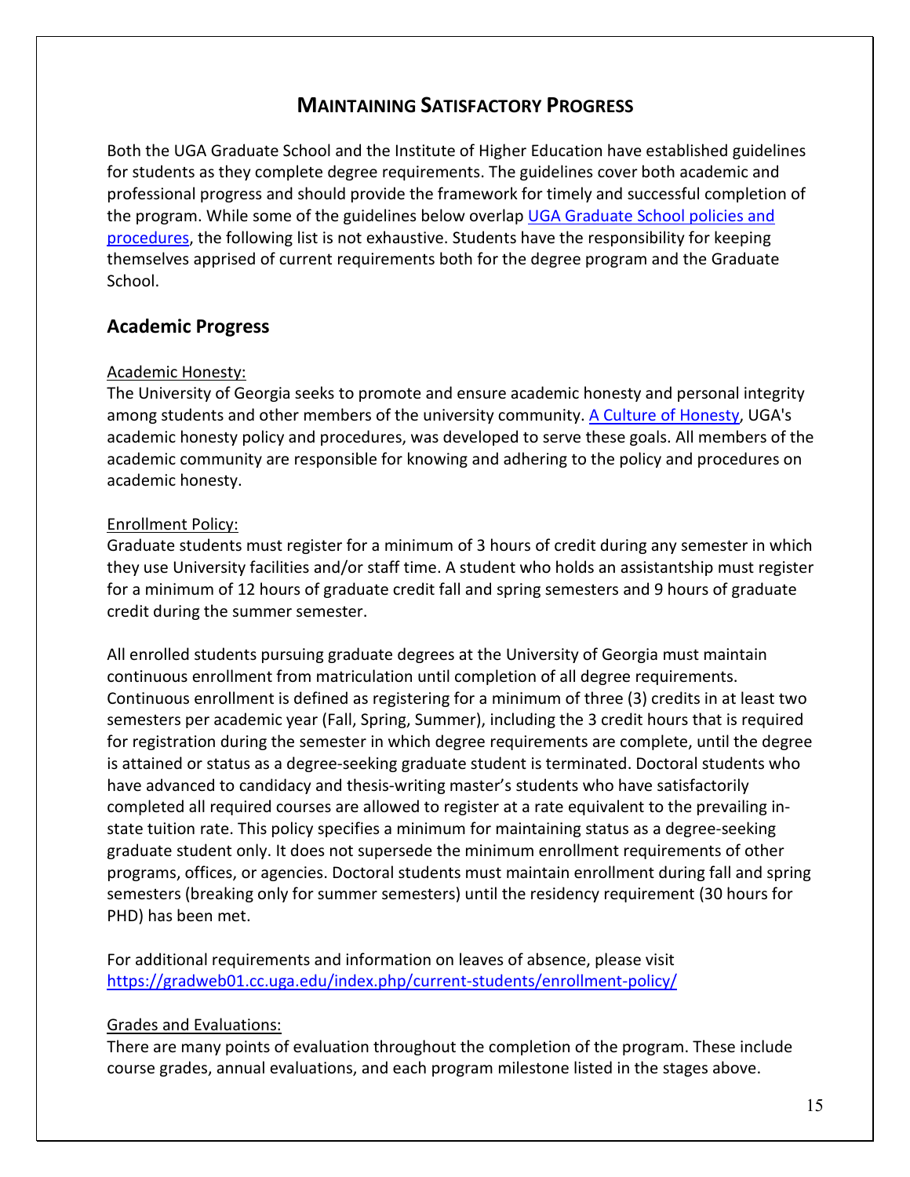# Maintaining Satisfactory Progress

Both the UGA Graduate School and the Institute of Higher Education have established guidelines for students as they complete degree requirements. The guidelines cover both academic and professional progress and should provide the framework for timely and successful completion of the program. While some of the guidelines below overlap UGA Graduate School policies and procedures, the following list is not exhaustive. Students have the responsibility for keeping themselves apprised of current requirements both for the degree program and the Graduate School.

## Academic Progress

Academic Honesty:

The University of Georgia seeks to promote and ensure academic honesty and personal integrity among students and other members of the university community. A Culture of Honesty, UGA's academic honesty policy and procedures, was developed to serve these goals. All members of the academic community are responsible for knowing and adhering to the policy and procedures on academic honesty.

Enrollment Policy:

Graduate students must register for a minimum of 3 hours of credit during any semester in which they use University facilities and/or staff time. A student who holds an assistantship must register for a minimum of 12 hours of graduate credit fall and spring semesters and 9 hours of graduate credit during the summer semester.

All enrolled students pursuing graduate degrees at the University of Georgia must maintain continuous enrollment from matriculation until completion of all degree requirements. Continuous enrollment is defined as registering for a minimum of three (3) credits in at least two semesters per academic year (Fall, Spring, Summer), including the 3 credit hours that is required for registration during the semester in which degree requirements are complete, until the degree is attained or status as a degree-seeking graduate student is terminated. Doctoral students who have advanced to candidacy and thesis-writing master's students who have satisfactorily completed all required courses are allowed to register at a rate equivalent to the prevailing in-state tuition rate. This policy specifies a minimum for maintaining status as a degree-seeking graduate student only. It does not supersede the minimum enrollment requirements of other programs, offices, or agencies. Doctoral students must maintain enrollment during fall and spring semesters (breaking only for summer semesters) until the residency requirement (30 hours for PHD) has been met.

For additional requirements and information on leaves of absence, please visit https://gradweb01.cc.uga.edu/index.php/current-students/enrollment-policy/

Grades and Evaluations:

There are many points of evaluation throughout the completion of the program. These include course grades, annual evaluations, and each program milestone listed in the stages above.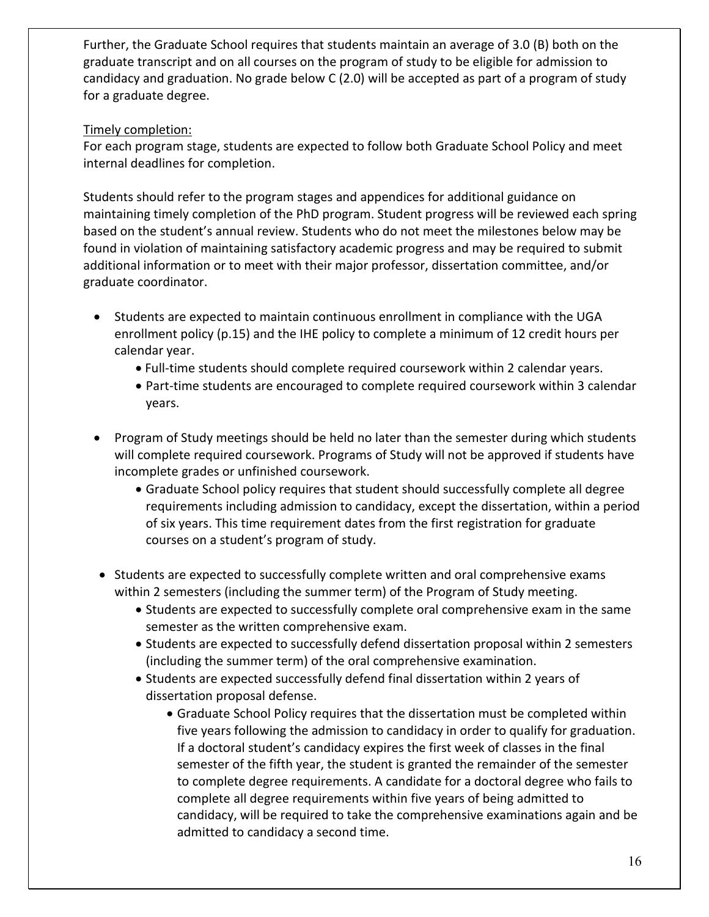Further, the Graduate School requires that students maintain an average of 3.0 (B) both on the graduate transcript and on all courses on the program of study to be eligible for admission to candidacy and graduation. No grade below C (2.0) will be accepted as part of a program of study for a graduate degree.

Timely completion:

For each program stage, students are expected to follow both Graduate School Policy and meet internal deadlines for completion.

Students should refer to the program stages and appendices for additional guidance on maintaining timely completion of the PhD program. Student progress will be reviewed each spring based on the student's annual review. Students who do not meet the milestones below may be found in violation of maintaining satisfactory academic progress and may be required to submit additional information or to meet with their major professor, dissertation committee, and/or graduate coordinator.

- Students are expected to maintain continuous enrollment in compliance with the UGA enrollment policy (p.15) and the IHE policy to complete a minimum of 12 credit hours per calendar year.
  - Full-time students should complete required coursework within 2 calendar years.
  - Part-time students are encouraged to complete required coursework within 3 calendar years.
- Program of Study meetings should be held no later than the semester during which students will complete required coursework. Programs of Study will not be approved if students have incomplete grades or unfinished coursework.
  - Graduate School policy requires that student should successfully complete all degree requirements including admission to candidacy, except the dissertation, within a period of six years. This time requirement dates from the first registration for graduate courses on a student's program of study.
- Students are expected to successfully complete written and oral comprehensive exams within 2 semesters (including the summer term) of the Program of Study meeting.
  - Students are expected to successfully complete oral comprehensive exam in the same semester as the written comprehensive exam.
  - Students are expected to successfully defend dissertation proposal within 2 semesters (including the summer term) of the oral comprehensive examination.
  - Students are expected successfully defend final dissertation within 2 years of dissertation proposal defense.
    - Graduate School Policy requires that the dissertation must be completed within five years following the admission to candidacy in order to qualify for graduation. If a doctoral student's candidacy expires the first week of classes in the final semester of the fifth year, the student is granted the remainder of the semester to complete degree requirements. A candidate for a doctoral degree who fails to complete all degree requirements within five years of being admitted to candidacy, will be required to take the comprehensive examinations again and be admitted to candidacy a second time.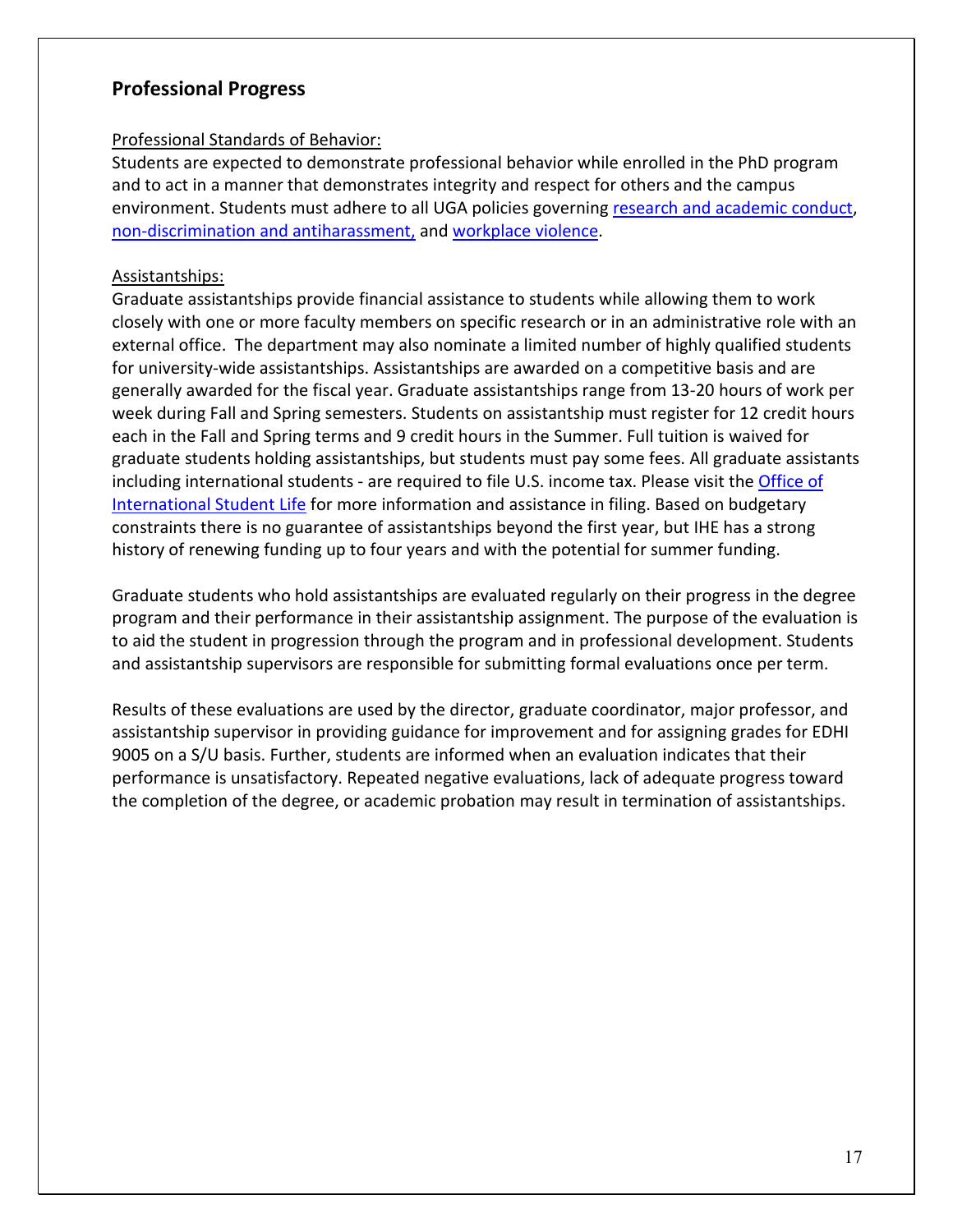## Professional Progress

Professional Standards of Behavior:

Students are expected to demonstrate professional behavior while enrolled in the PhD program and to act in a manner that demonstrates integrity and respect for others and the campus environment. Students must adhere to all UGA policies governing research and academic conduct, non-discrimination and antiharassment, and workplace violence.

Assistantships:

Graduate assistantships provide financial assistance to students while allowing them to work closely with one or more faculty members on specific research or in an administrative role with an external office. The department may also nominate a limited number of highly qualified students for university-wide assistantships. Assistantships are awarded on a competitive basis and are generally awarded for the fiscal year. Graduate assistantships range from 13-20 hours of work per week during Fall and Spring semesters. Students on assistantship must register for 12 credit hours each in the Fall and Spring terms and 9 credit hours in the Summer. Full tuition is waived for graduate students holding assistantships, but students must pay some fees. All graduate assistants including international students - are required to file U.S. income tax. Please visit the Office of International Student Life for more information and assistance in filing. Based on budgetary constraints there is no guarantee of assistantships beyond the first year, but IHE has a strong history of renewing funding up to four years and with the potential for summer funding.

Graduate students who hold assistantships are evaluated regularly on their progress in the degree program and their performance in their assistantship assignment. The purpose of the evaluation is to aid the student in progression through the program and in professional development. Students and assistantship supervisors are responsible for submitting formal evaluations once per term.

Results of these evaluations are used by the director, graduate coordinator, major professor, and assistantship supervisor in providing guidance for improvement and for assigning grades for EDHI 9005 on a S/U basis. Further, students are informed when an evaluation indicates that their performance is unsatisfactory. Repeated negative evaluations, lack of adequate progress toward the completion of the degree, or academic probation may result in termination of assistantships.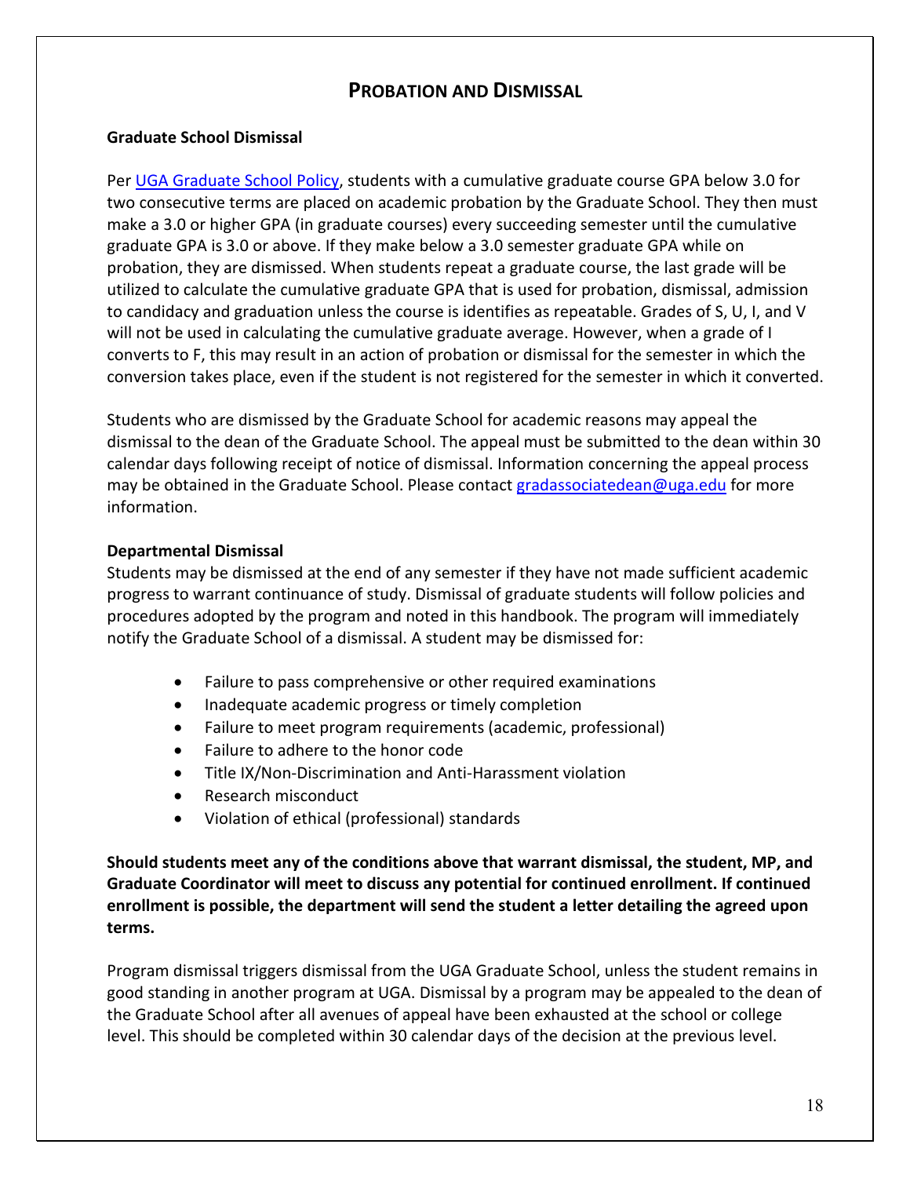## PROBATION AND DISMISSAL

### Graduate School Dismissal

Per [UGA Graduate School Policy](), students with a cumulative graduate course GPA below 3.0 for two consecutive terms are placed on academic probation by the Graduate School. They then must make a 3.0 or higher GPA (in graduate courses) every succeeding semester until the cumulative graduate GPA is 3.0 or above. If they make below a 3.0 semester graduate GPA while on probation, they are dismissed. When students repeat a graduate course, the last grade will be utilized to calculate the cumulative graduate GPA that is used for probation, dismissal, admission to candidacy and graduation unless the course is identifies as repeatable. Grades of S, U, I, and V will not be used in calculating the cumulative graduate average. However, when a grade of I converts to F, this may result in an action of probation or dismissal for the semester in which the conversion takes place, even if the student is not registered for the semester in which it converted.

Students who are dismissed by the Graduate School for academic reasons may appeal the dismissal to the dean of the Graduate School. The appeal must be submitted to the dean within 30 calendar days following receipt of notice of dismissal. Information concerning the appeal process may be obtained in the Graduate School. Please contact gradassociatedean@uga.edu for more information.

### Departmental Dismissal

Students may be dismissed at the end of any semester if they have not made sufficient academic progress to warrant continuance of study. Dismissal of graduate students will follow policies and procedures adopted by the program and noted in this handbook. The program will immediately notify the Graduate School of a dismissal. A student may be dismissed for:

- Failure to pass comprehensive or other required examinations
- Inadequate academic progress or timely completion
- Failure to meet program requirements (academic, professional)
- Failure to adhere to the honor code
- Title IX/Non-Discrimination and Anti-Harassment violation
- Research misconduct
- Violation of ethical (professional) standards

**Should students meet any of the conditions above that warrant dismissal, the student, MP, and Graduate Coordinator will meet to discuss any potential for continued enrollment. If continued enrollment is possible, the department will send the student a letter detailing the agreed upon terms.**

Program dismissal triggers dismissal from the UGA Graduate School, unless the student remains in good standing in another program at UGA. Dismissal by a program may be appealed to the dean of the Graduate School after all avenues of appeal have been exhausted at the school or college level. This should be completed within 30 calendar days of the decision at the previous level.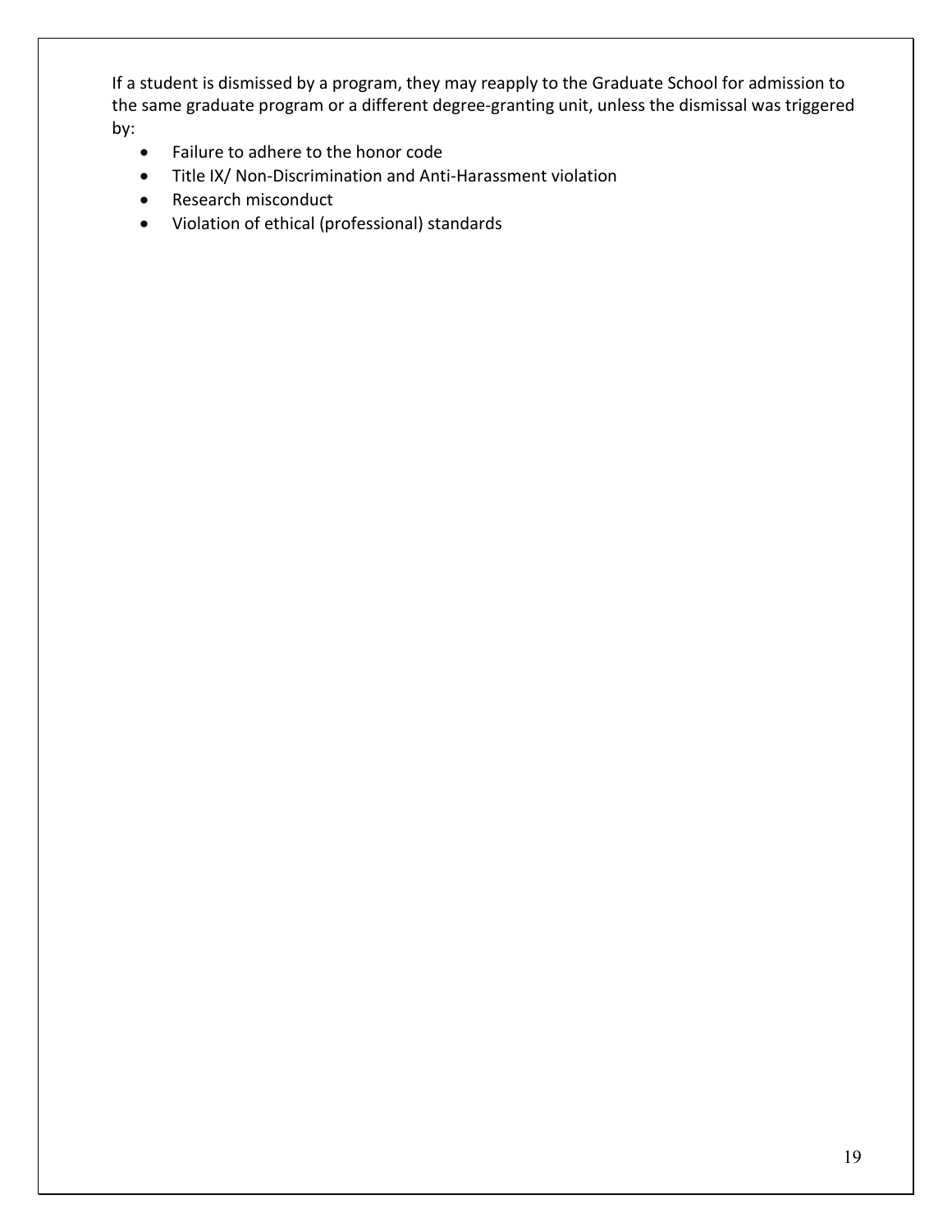If a student is dismissed by a program, they may reapply to the Graduate School for admission to the same graduate program or a different degree-granting unit, unless the dismissal was triggered by:

- Failure to adhere to the honor code
- Title IX/ Non-Discrimination and Anti-Harassment violation
- Research misconduct
- Violation of ethical (professional) standards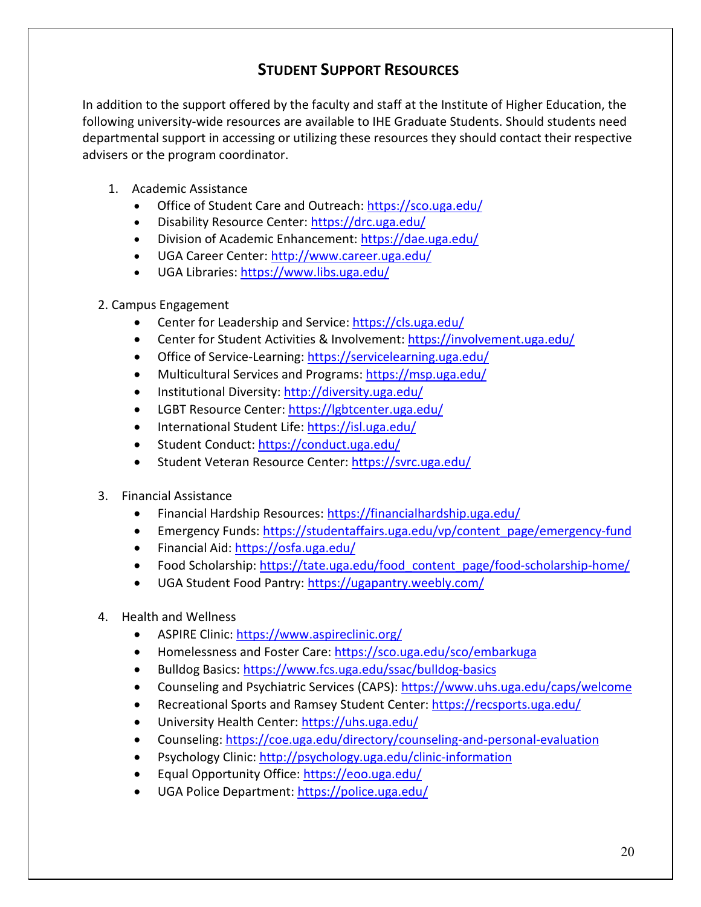## STUDENT SUPPORT RESOURCES

In addition to the support offered by the faculty and staff at the Institute of Higher Education, the following university-wide resources are available to IHE Graduate Students. Should students need departmental support in accessing or utilizing these resources they should contact their respective advisers or the program coordinator.

1. Academic Assistance
   - Office of Student Care and Outreach: https://sco.uga.edu/
   - Disability Resource Center: https://drc.uga.edu/
   - Division of Academic Enhancement: https://dae.uga.edu/
   - UGA Career Center: http://www.career.uga.edu/
   - UGA Libraries: https://www.libs.uga.edu/

2. Campus Engagement
   - Center for Leadership and Service: https://cls.uga.edu/
   - Center for Student Activities & Involvement: https://involvement.uga.edu/
   - Office of Service-Learning: https://servicelearning.uga.edu/
   - Multicultural Services and Programs: https://msp.uga.edu/
   - Institutional Diversity: http://diversity.uga.edu/
   - LGBT Resource Center: https://lgbtcenter.uga.edu/
   - International Student Life: https://isl.uga.edu/
   - Student Conduct: https://conduct.uga.edu/
   - Student Veteran Resource Center: https://svrc.uga.edu/

3. Financial Assistance
   - Financial Hardship Resources: https://financialhardship.uga.edu/
   - Emergency Funds: https://studentaffairs.uga.edu/vp/content_page/emergency-fund
   - Financial Aid: https://osfa.uga.edu/
   - Food Scholarship: https://tate.uga.edu/food_content_page/food-scholarship-home/
   - UGA Student Food Pantry: https://ugapantry.weebly.com/

4. Health and Wellness
   - ASPIRE Clinic: https://www.aspireclinic.org/
   - Homelessness and Foster Care: https://sco.uga.edu/sco/embarkuga
   - Bulldog Basics: https://www.fcs.uga.edu/ssac/bulldog-basics
   - Counseling and Psychiatric Services (CAPS): https://www.uhs.uga.edu/caps/welcome
   - Recreational Sports and Ramsey Student Center: https://recsports.uga.edu/
   - University Health Center: https://uhs.uga.edu/
   - Counseling: https://coe.uga.edu/directory/counseling-and-personal-evaluation
   - Psychology Clinic: http://psychology.uga.edu/clinic-information
   - Equal Opportunity Office: https://eoo.uga.edu/
   - UGA Police Department: https://police.uga.edu/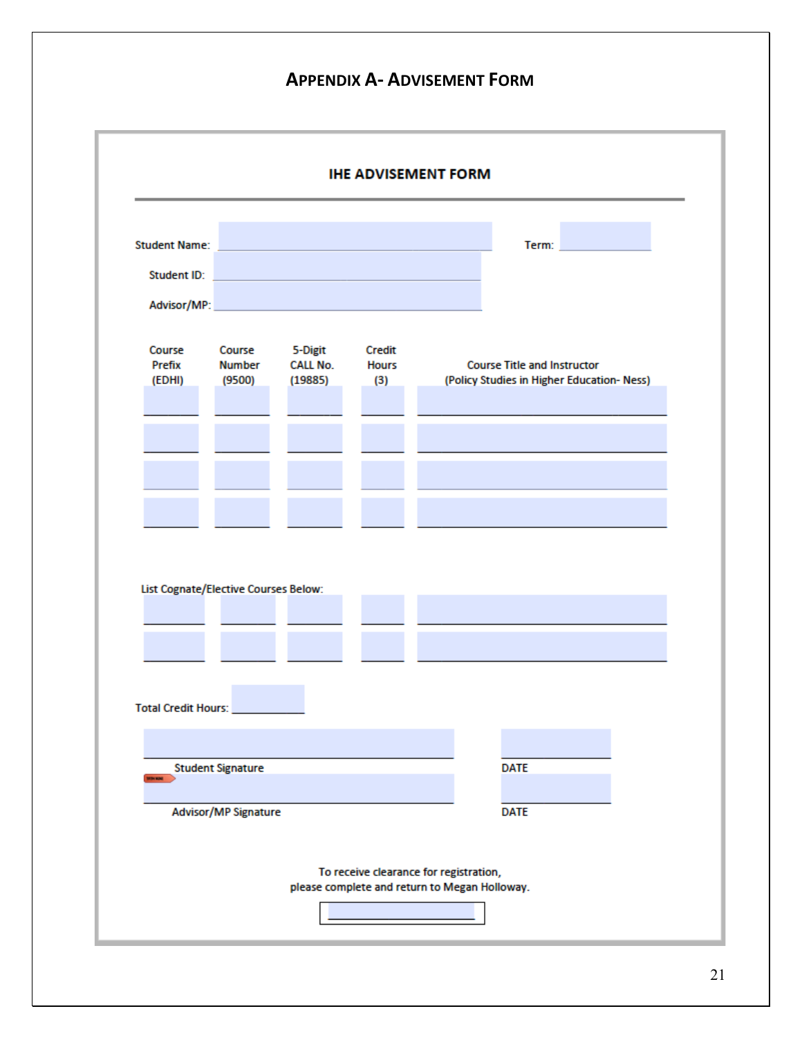## APPENDIX A- ADVISEMENT FORM

### IHE ADVISEMENT FORM

Student Name: ______________________ Term: __________

Student ID: ______________________

Advisor/MP: ______________________

| Course Prefix (EDHI) | Course Number (9500) | 5-Digit CALL No. (19885) | Credit Hours (3) | Course Title and Instructor (Policy Studies in Higher Education- Ness) |
|---|---|---|---|---|
| | | | | |
| | | | | |
| | | | | |
| | | | | |

List Cognate/Elective Courses Below:

| | | | | |
|---|---|---|---|---|
| | | | | |
| | | | | |

Total Credit Hours: __________

______________________ Student Signature ______________ DATE

______________________ Advisor/MP Signature ______________ DATE

To receive clearance for registration,
please complete and return to Megan Holloway.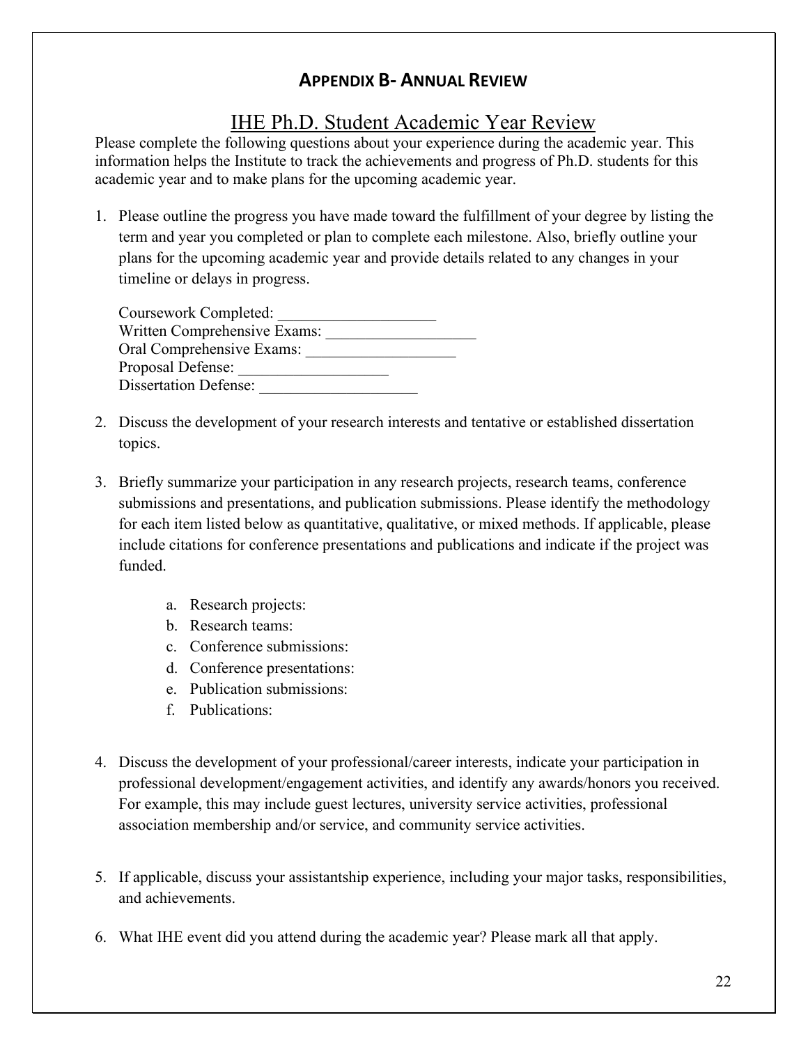## Appendix B- Annual Review

### IHE Ph.D. Student Academic Year Review

Please complete the following questions about your experience during the academic year. This information helps the Institute to track the achievements and progress of Ph.D. students for this academic year and to make plans for the upcoming academic year.

1. Please outline the progress you have made toward the fulfillment of your degree by listing the term and year you completed or plan to complete each milestone. Also, briefly outline your plans for the upcoming academic year and provide details related to any changes in your timeline or delays in progress.

   Coursework Completed: ____________________
   Written Comprehensive Exams: ___________________
   Oral Comprehensive Exams: ___________________
   Proposal Defense: ___________________
   Dissertation Defense: ____________________

2. Discuss the development of your research interests and tentative or established dissertation topics.

3. Briefly summarize your participation in any research projects, research teams, conference submissions and presentations, and publication submissions. Please identify the methodology for each item listed below as quantitative, qualitative, or mixed methods. If applicable, please include citations for conference presentations and publications and indicate if the project was funded.

   a. Research projects:
   b. Research teams:
   c. Conference submissions:
   d. Conference presentations:
   e. Publication submissions:
   f. Publications:

4. Discuss the development of your professional/career interests, indicate your participation in professional development/engagement activities, and identify any awards/honors you received. For example, this may include guest lectures, university service activities, professional association membership and/or service, and community service activities.

5. If applicable, discuss your assistantship experience, including your major tasks, responsibilities, and achievements.

6. What IHE event did you attend during the academic year? Please mark all that apply.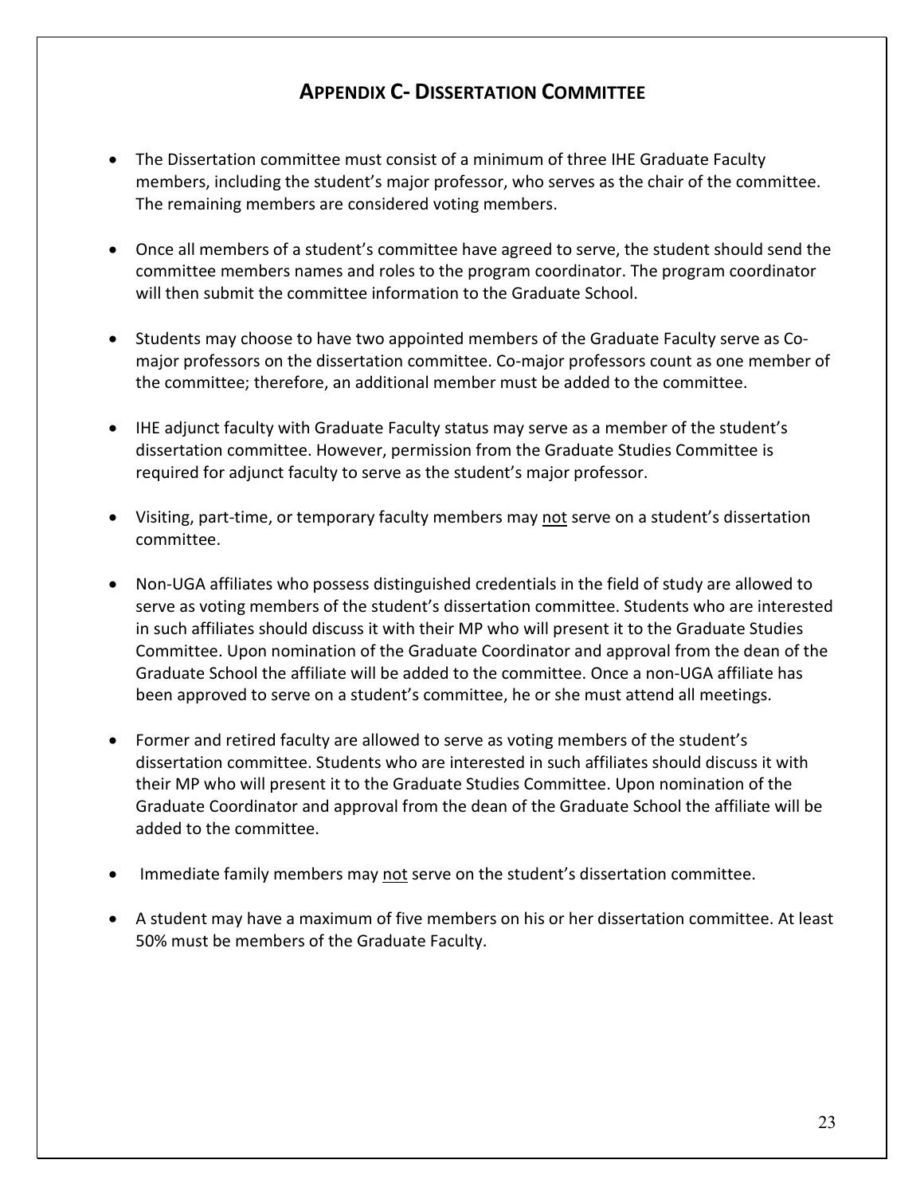## APPENDIX C- DISSERTATION COMMITTEE

- The Dissertation committee must consist of a minimum of three IHE Graduate Faculty members, including the student's major professor, who serves as the chair of the committee. The remaining members are considered voting members.

- Once all members of a student's committee have agreed to serve, the student should send the committee members names and roles to the program coordinator. The program coordinator will then submit the committee information to the Graduate School.

- Students may choose to have two appointed members of the Graduate Faculty serve as Co-major professors on the dissertation committee. Co-major professors count as one member of the committee; therefore, an additional member must be added to the committee.

- IHE adjunct faculty with Graduate Faculty status may serve as a member of the student's dissertation committee. However, permission from the Graduate Studies Committee is required for adjunct faculty to serve as the student's major professor.

- Visiting, part-time, or temporary faculty members may <u>not</u> serve on a student's dissertation committee.

- Non-UGA affiliates who possess distinguished credentials in the field of study are allowed to serve as voting members of the student's dissertation committee. Students who are interested in such affiliates should discuss it with their MP who will present it to the Graduate Studies Committee. Upon nomination of the Graduate Coordinator and approval from the dean of the Graduate School the affiliate will be added to the committee. Once a non-UGA affiliate has been approved to serve on a student's committee, he or she must attend all meetings.

- Former and retired faculty are allowed to serve as voting members of the student's dissertation committee. Students who are interested in such affiliates should discuss it with their MP who will present it to the Graduate Studies Committee. Upon nomination of the Graduate Coordinator and approval from the dean of the Graduate School the affiliate will be added to the committee.

- Immediate family members may <u>not</u> serve on the student's dissertation committee.

- A student may have a maximum of five members on his or her dissertation committee. At least 50% must be members of the Graduate Faculty.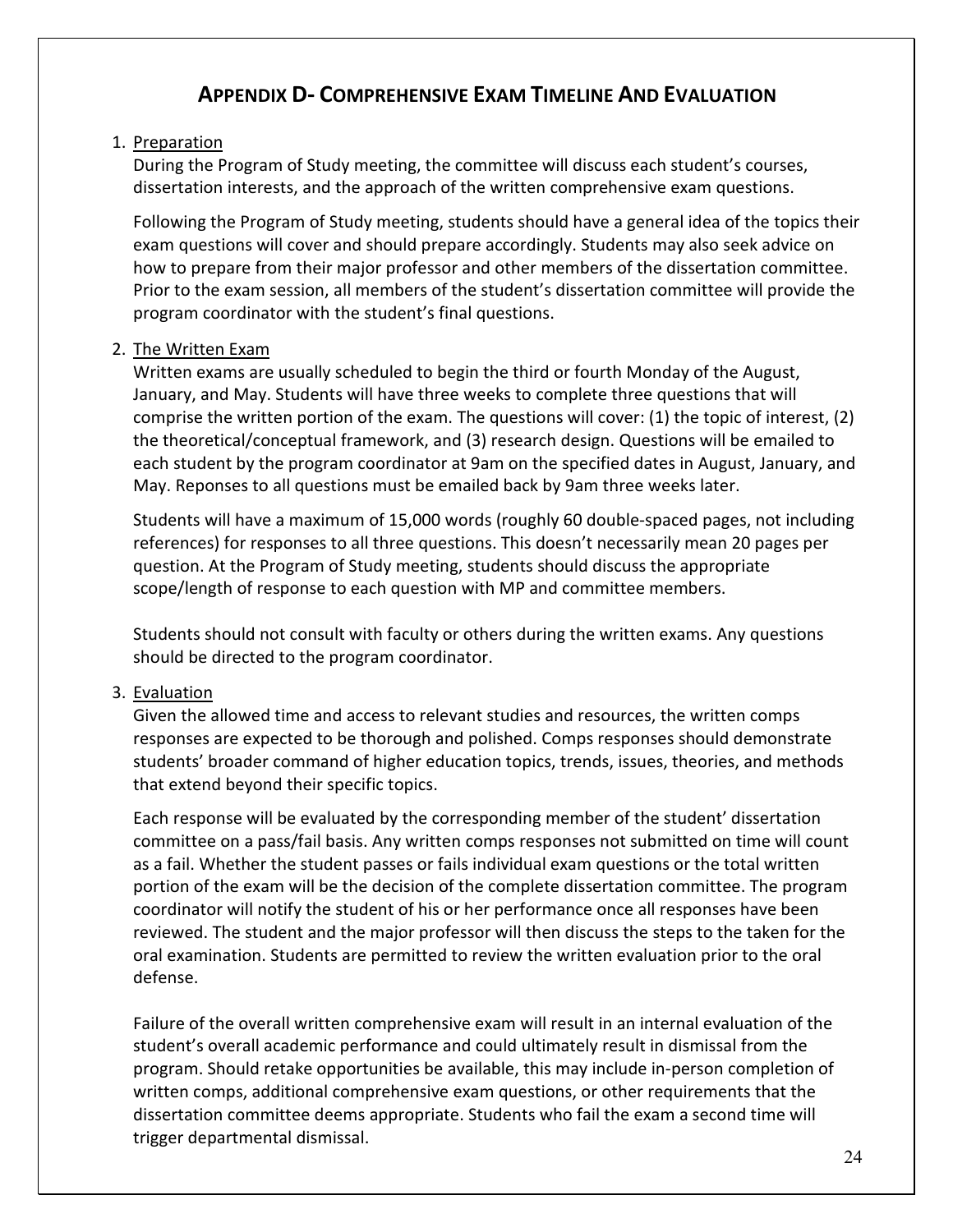## Appendix D- Comprehensive Exam Timeline And Evaluation

1. Preparation

   During the Program of Study meeting, the committee will discuss each student's courses, dissertation interests, and the approach of the written comprehensive exam questions.

   Following the Program of Study meeting, students should have a general idea of the topics their exam questions will cover and should prepare accordingly. Students may also seek advice on how to prepare from their major professor and other members of the dissertation committee. Prior to the exam session, all members of the student's dissertation committee will provide the program coordinator with the student's final questions.

2. The Written Exam

   Written exams are usually scheduled to begin the third or fourth Monday of the August, January, and May. Students will have three weeks to complete three questions that will comprise the written portion of the exam. The questions will cover: (1) the topic of interest, (2) the theoretical/conceptual framework, and (3) research design. Questions will be emailed to each student by the program coordinator at 9am on the specified dates in August, January, and May. Reponses to all questions must be emailed back by 9am three weeks later.

   Students will have a maximum of 15,000 words (roughly 60 double-spaced pages, not including references) for responses to all three questions. This doesn't necessarily mean 20 pages per question. At the Program of Study meeting, students should discuss the appropriate scope/length of response to each question with MP and committee members.

   Students should not consult with faculty or others during the written exams. Any questions should be directed to the program coordinator.

3. Evaluation

   Given the allowed time and access to relevant studies and resources, the written comps responses are expected to be thorough and polished. Comps responses should demonstrate students' broader command of higher education topics, trends, issues, theories, and methods that extend beyond their specific topics.

   Each response will be evaluated by the corresponding member of the student' dissertation committee on a pass/fail basis. Any written comps responses not submitted on time will count as a fail. Whether the student passes or fails individual exam questions or the total written portion of the exam will be the decision of the complete dissertation committee. The program coordinator will notify the student of his or her performance once all responses have been reviewed. The student and the major professor will then discuss the steps to the taken for the oral examination. Students are permitted to review the written evaluation prior to the oral defense.

   Failure of the overall written comprehensive exam will result in an internal evaluation of the student's overall academic performance and could ultimately result in dismissal from the program. Should retake opportunities be available, this may include in-person completion of written comps, additional comprehensive exam questions, or other requirements that the dissertation committee deems appropriate. Students who fail the exam a second time will trigger departmental dismissal.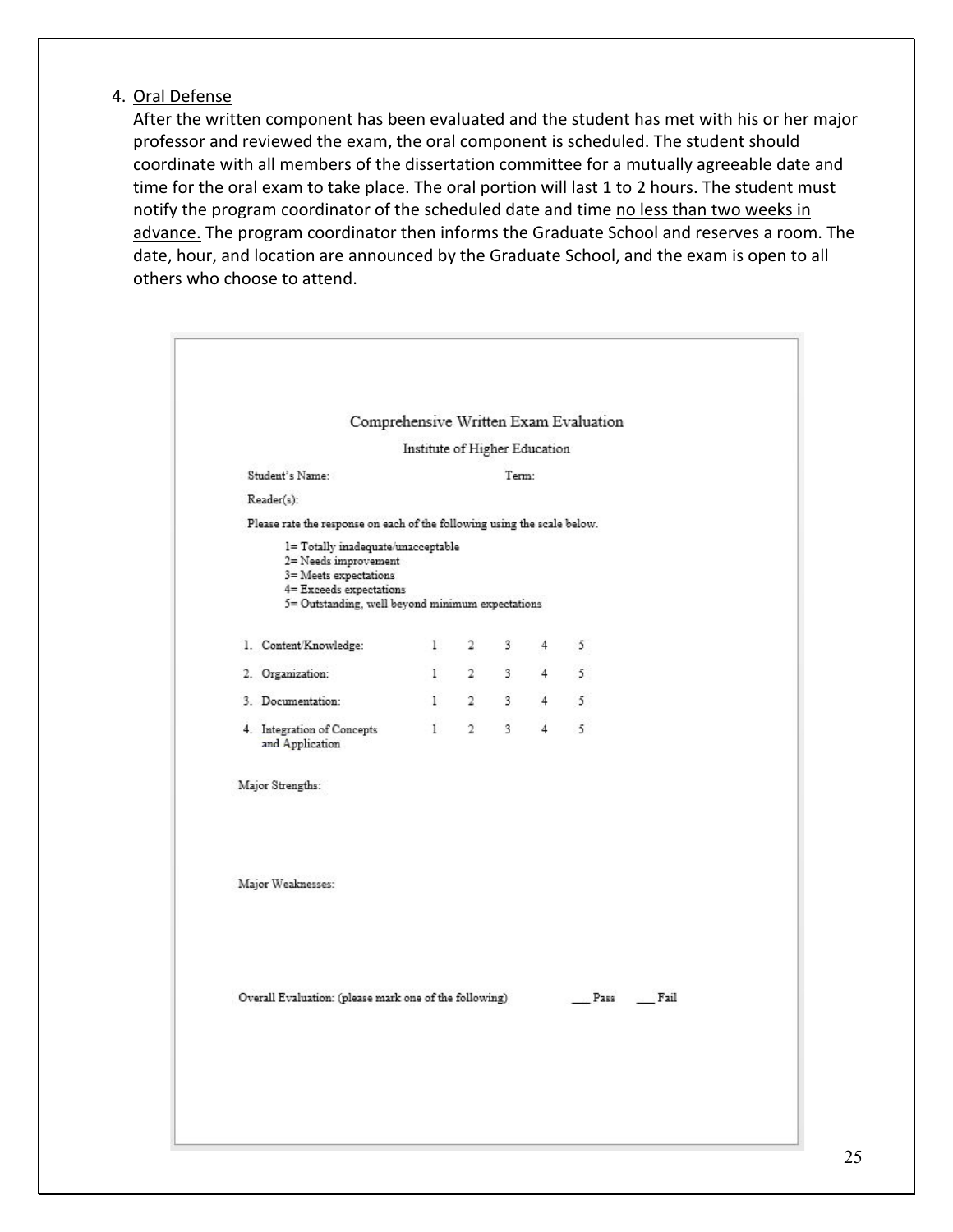4. <u>Oral Defense</u>

   After the written component has been evaluated and the student has met with his or her major professor and reviewed the exam, the oral component is scheduled. The student should coordinate with all members of the dissertation committee for a mutually agreeable date and time for the oral exam to take place. The oral portion will last 1 to 2 hours. The student must notify the program coordinator of the scheduled date and time <u>no less than two weeks in advance.</u> The program coordinator then informs the Graduate School and reserves a room. The date, hour, and location are announced by the Graduate School, and the exam is open to all others who choose to attend.

## Comprehensive Written Exam Evaluation

### Institute of Higher Education

Student's Name: Term:

Reader(s):

Please rate the response on each of the following using the scale below.

1= Totally inadequate/unacceptable
2= Needs improvement
3= Meets expectations
4= Exceeds expectations
5= Outstanding, well beyond minimum expectations

| | | | | | |
|---|---|---|---|---|---|
| 1. Content/Knowledge: | 1 | 2 | 3 | 4 | 5 |
| 2. Organization: | 1 | 2 | 3 | 4 | 5 |
| 3. Documentation: | 1 | 2 | 3 | 4 | 5 |
| 4. Integration of Concepts and Application | 1 | 2 | 3 | 4 | 5 |

Major Strengths:

Major Weaknesses:

Overall Evaluation: (please mark one of the following) ___ Pass ___ Fail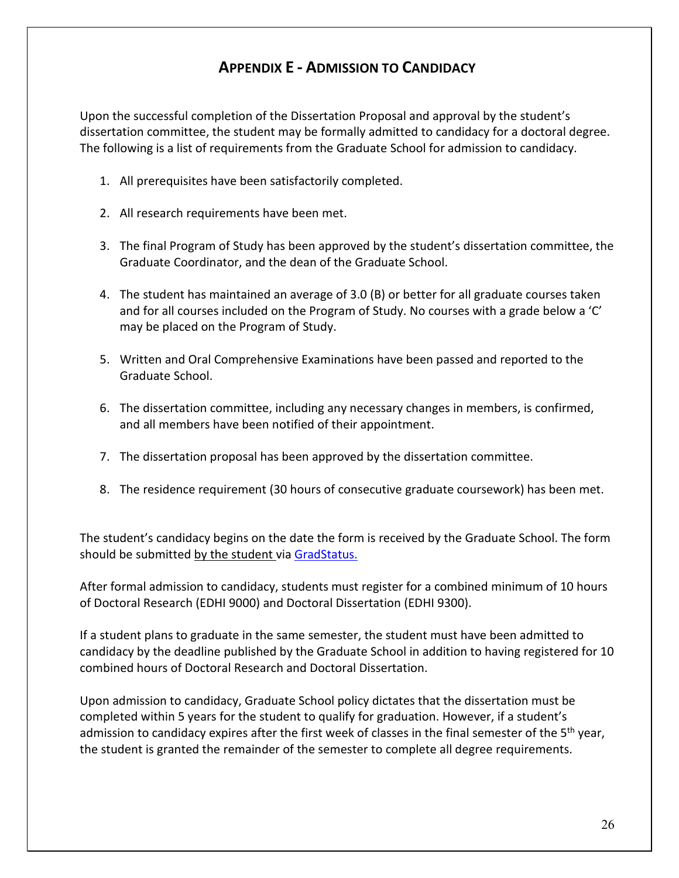## APPENDIX E - ADMISSION TO CANDIDACY

Upon the successful completion of the Dissertation Proposal and approval by the student's dissertation committee, the student may be formally admitted to candidacy for a doctoral degree. The following is a list of requirements from the Graduate School for admission to candidacy.

1. All prerequisites have been satisfactorily completed.
2. All research requirements have been met.
3. The final Program of Study has been approved by the student's dissertation committee, the Graduate Coordinator, and the dean of the Graduate School.
4. The student has maintained an average of 3.0 (B) or better for all graduate courses taken and for all courses included on the Program of Study. No courses with a grade below a 'C' may be placed on the Program of Study.
5. Written and Oral Comprehensive Examinations have been passed and reported to the Graduate School.
6. The dissertation committee, including any necessary changes in members, is confirmed, and all members have been notified of their appointment.
7. The dissertation proposal has been approved by the dissertation committee.
8. The residence requirement (30 hours of consecutive graduate coursework) has been met.

The student's candidacy begins on the date the form is received by the Graduate School. The form should be submitted by the student via GradStatus.

After formal admission to candidacy, students must register for a combined minimum of 10 hours of Doctoral Research (EDHI 9000) and Doctoral Dissertation (EDHI 9300).

If a student plans to graduate in the same semester, the student must have been admitted to candidacy by the deadline published by the Graduate School in addition to having registered for 10 combined hours of Doctoral Research and Doctoral Dissertation.

Upon admission to candidacy, Graduate School policy dictates that the dissertation must be completed within 5 years for the student to qualify for graduation. However, if a student's admission to candidacy expires after the first week of classes in the final semester of the 5th year, the student is granted the remainder of the semester to complete all degree requirements.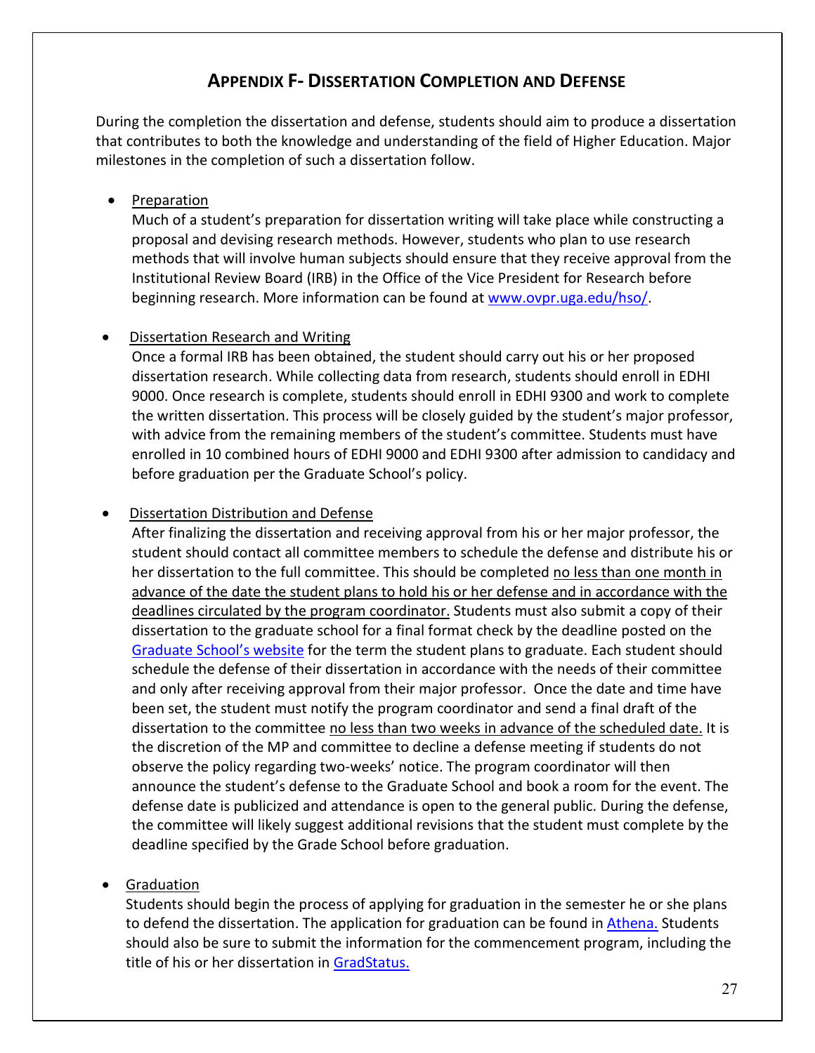## APPENDIX F- DISSERTATION COMPLETION AND DEFENSE

During the completion the dissertation and defense, students should aim to produce a dissertation that contributes to both the knowledge and understanding of the field of Higher Education. Major milestones in the completion of such a dissertation follow.

- Preparation
  Much of a student's preparation for dissertation writing will take place while constructing a proposal and devising research methods. However, students who plan to use research methods that will involve human subjects should ensure that they receive approval from the Institutional Review Board (IRB) in the Office of the Vice President for Research before beginning research. More information can be found at [www.ovpr.uga.edu/hso/](www.ovpr.uga.edu/hso/).

- Dissertation Research and Writing
  Once a formal IRB has been obtained, the student should carry out his or her proposed dissertation research. While collecting data from research, students should enroll in EDHI 9000. Once research is complete, students should enroll in EDHI 9300 and work to complete the written dissertation. This process will be closely guided by the student's major professor, with advice from the remaining members of the student's committee. Students must have enrolled in 10 combined hours of EDHI 9000 and EDHI 9300 after admission to candidacy and before graduation per the Graduate School's policy.

- Dissertation Distribution and Defense
  After finalizing the dissertation and receiving approval from his or her major professor, the student should contact all committee members to schedule the defense and distribute his or her dissertation to the full committee. This should be completed no less than one month in advance of the date the student plans to hold his or her defense and in accordance with the deadlines circulated by the program coordinator. Students must also submit a copy of their dissertation to the graduate school for a final format check by the deadline posted on the Graduate School's website for the term the student plans to graduate. Each student should schedule the defense of their dissertation in accordance with the needs of their committee and only after receiving approval from their major professor. Once the date and time have been set, the student must notify the program coordinator and send a final draft of the dissertation to the committee no less than two weeks in advance of the scheduled date. It is the discretion of the MP and committee to decline a defense meeting if students do not observe the policy regarding two-weeks' notice. The program coordinator will then announce the student's defense to the Graduate School and book a room for the event. The defense date is publicized and attendance is open to the general public. During the defense, the committee will likely suggest additional revisions that the student must complete by the deadline specified by the Grade School before graduation.

- Graduation
  Students should begin the process of applying for graduation in the semester he or she plans to defend the dissertation. The application for graduation can be found in Athena. Students should also be sure to submit the information for the commencement program, including the title of his or her dissertation in GradStatus.